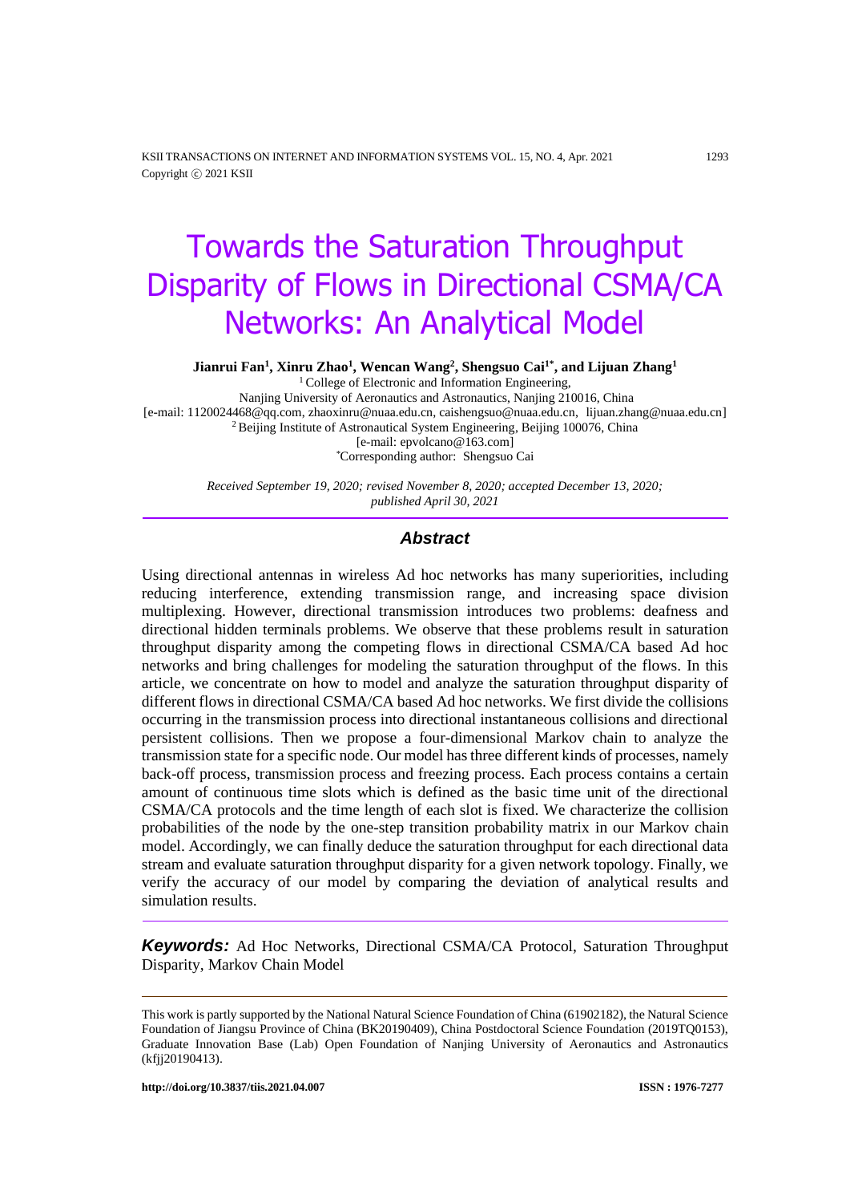# Towards the Saturation Throughput Disparity of Flows in Directional CSMA/CA Networks: An Analytical Model

**Jianrui Fan[1], Xinru Zhao[1], Wencan Wang[2], Shengsuo Cai[1*], and Lijuan Zhang[1]**

[1] College of Electronic and Information Engineering,
Nanjing University of Aeronautics and Astronautics, Nanjing 210016, China
[e-mail: 1120024468@qq.com, zhaoxinru@nuaa.edu.cn, caishengsuo@nuaa.edu.cn, lijuan.zhang@nuaa.edu.cn]
[2] Beijing Institute of Astronautical System Engineering, Beijing 100076, China
[e-mail: epvolcano@163.com]
*Corresponding author: Shengsuo Cai

*Received September 19, 2020; revised November 8, 2020; accepted December 13, 2020; published April 30, 2021*

## Abstract

Using directional antennas in wireless Ad hoc networks has many superiorities, including reducing interference, extending transmission range, and increasing space division multiplexing. However, directional transmission introduces two problems: deafness and directional hidden terminals problems. We observe that these problems result in saturation throughput disparity among the competing flows in directional CSMA/CA based Ad hoc networks and bring challenges for modeling the saturation throughput of the flows. In this article, we concentrate on how to model and analyze the saturation throughput disparity of different flows in directional CSMA/CA based Ad hoc networks. We first divide the collisions occurring in the transmission process into directional instantaneous collisions and directional persistent collisions. Then we propose a four-dimensional Markov chain to analyze the transmission state for a specific node. Our model has three different kinds of processes, namely back-off process, transmission process and freezing process. Each process contains a certain amount of continuous time slots which is defined as the basic time unit of the directional CSMA/CA protocols and the time length of each slot is fixed. We characterize the collision probabilities of the node by the one-step transition probability matrix in our Markov chain model. Accordingly, we can finally deduce the saturation throughput for each directional data stream and evaluate saturation throughput disparity for a given network topology. Finally, we verify the accuracy of our model by comparing the deviation of analytical results and simulation results.

***Keywords:*** Ad Hoc Networks, Directional CSMA/CA Protocol, Saturation Throughput Disparity, Markov Chain Model

---

This work is partly supported by the National Natural Science Foundation of China (61902182), the Natural Science Foundation of Jiangsu Province of China (BK20190409), China Postdoctoral Science Foundation (2019TQ0153), Graduate Innovation Base (Lab) Open Foundation of Nanjing University of Aeronautics and Astronautics (kfjj20190413).

**http://doi.org/10.3837/tiis.2021.04.007** **ISSN : 1976-7277**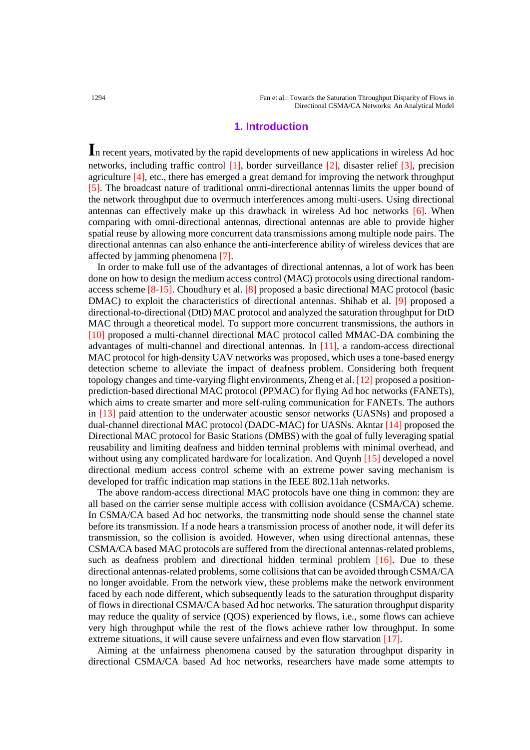## 1. Introduction

In recent years, motivated by the rapid developments of new applications in wireless Ad hoc networks, including traffic control [1], border surveillance [2], disaster relief [3], precision agriculture [4], etc., there has emerged a great demand for improving the network throughput [5]. The broadcast nature of traditional omni-directional antennas limits the upper bound of the network throughput due to overmuch interferences among multi-users. Using directional antennas can effectively make up this drawback in wireless Ad hoc networks [6]. When comparing with omni-directional antennas, directional antennas are able to provide higher spatial reuse by allowing more concurrent data transmissions among multiple node pairs. The directional antennas can also enhance the anti-interference ability of wireless devices that are affected by jamming phenomena [7].

In order to make full use of the advantages of directional antennas, a lot of work has been done on how to design the medium access control (MAC) protocols using directional random-access scheme [8-15]. Choudhury et al. [8] proposed a basic directional MAC protocol (basic DMAC) to exploit the characteristics of directional antennas. Shihab et al. [9] proposed a directional-to-directional (DtD) MAC protocol and analyzed the saturation throughput for DtD MAC through a theoretical model. To support more concurrent transmissions, the authors in [10] proposed a multi-channel directional MAC protocol called MMAC-DA combining the advantages of multi-channel and directional antennas. In [11], a random-access directional MAC protocol for high-density UAV networks was proposed, which uses a tone-based energy detection scheme to alleviate the impact of deafness problem. Considering both frequent topology changes and time-varying flight environments, Zheng et al. [12] proposed a position-prediction-based directional MAC protocol (PPMAC) for flying Ad hoc networks (FANETs), which aims to create smarter and more self-ruling communication for FANETs. The authors in [13] paid attention to the underwater acoustic sensor networks (UASNs) and proposed a dual-channel directional MAC protocol (DADC-MAC) for UASNs. Akntar [14] proposed the Directional MAC protocol for Basic Stations (DMBS) with the goal of fully leveraging spatial reusability and limiting deafness and hidden terminal problems with minimal overhead, and without using any complicated hardware for localization. And Quynh [15] developed a novel directional medium access control scheme with an extreme power saving mechanism is developed for traffic indication map stations in the IEEE 802.11ah networks.

The above random-access directional MAC protocols have one thing in common: they are all based on the carrier sense multiple access with collision avoidance (CSMA/CA) scheme. In CSMA/CA based Ad hoc networks, the transmitting node should sense the channel state before its transmission. If a node hears a transmission process of another node, it will defer its transmission, so the collision is avoided. However, when using directional antennas, these CSMA/CA based MAC protocols are suffered from the directional antennas-related problems, such as deafness problem and directional hidden terminal problem [16]. Due to these directional antennas-related problems, some collisions that can be avoided through CSMA/CA no longer avoidable. From the network view, these problems make the network environment faced by each node different, which subsequently leads to the saturation throughput disparity of flows in directional CSMA/CA based Ad hoc networks. The saturation throughput disparity may reduce the quality of service (QOS) experienced by flows, i.e., some flows can achieve very high throughput while the rest of the flows achieve rather low throughput. In some extreme situations, it will cause severe unfairness and even flow starvation [17].

Aiming at the unfairness phenomena caused by the saturation throughput disparity in directional CSMA/CA based Ad hoc networks, researchers have made some attempts to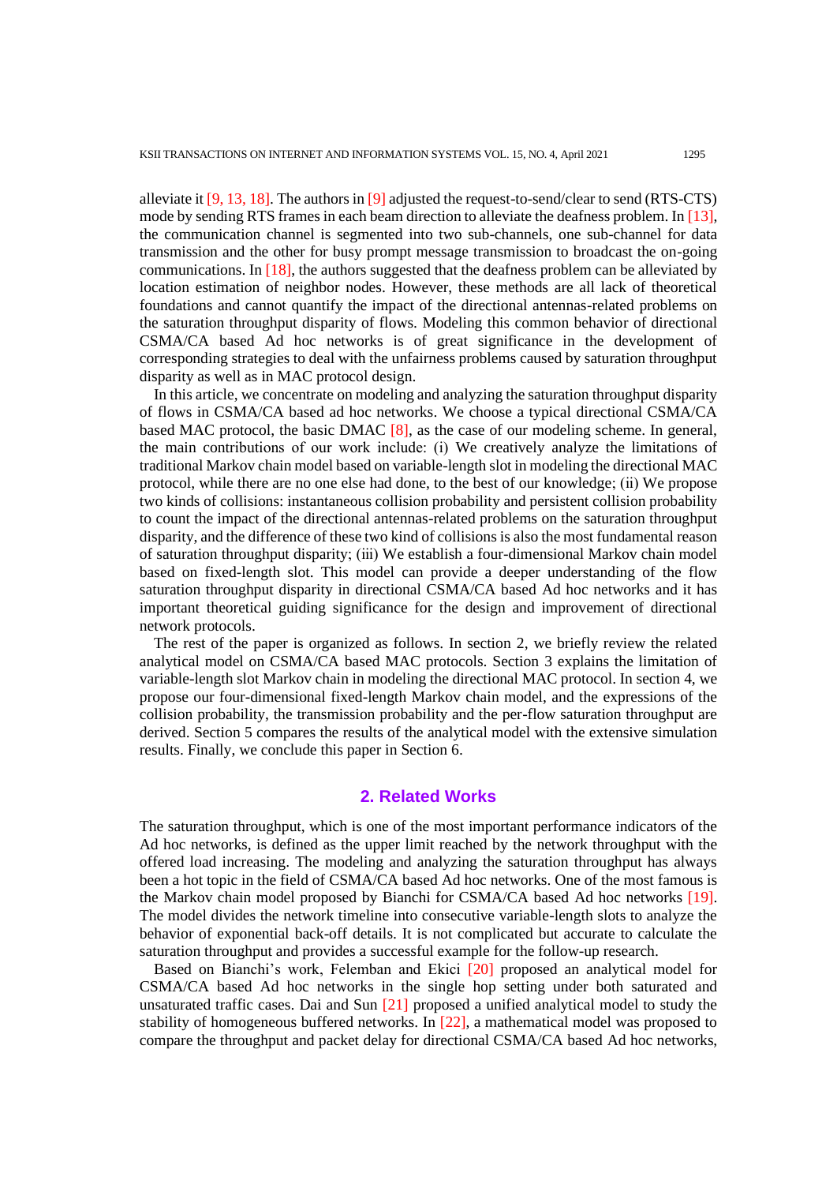alleviate it [9, 13, 18]. The authors in [9] adjusted the request-to-send/clear to send (RTS-CTS) mode by sending RTS frames in each beam direction to alleviate the deafness problem. In [13], the communication channel is segmented into two sub-channels, one sub-channel for data transmission and the other for busy prompt message transmission to broadcast the on-going communications. In [18], the authors suggested that the deafness problem can be alleviated by location estimation of neighbor nodes. However, these methods are all lack of theoretical foundations and cannot quantify the impact of the directional antennas-related problems on the saturation throughput disparity of flows. Modeling this common behavior of directional CSMA/CA based Ad hoc networks is of great significance in the development of corresponding strategies to deal with the unfairness problems caused by saturation throughput disparity as well as in MAC protocol design.

In this article, we concentrate on modeling and analyzing the saturation throughput disparity of flows in CSMA/CA based ad hoc networks. We choose a typical directional CSMA/CA based MAC protocol, the basic DMAC [8], as the case of our modeling scheme. In general, the main contributions of our work include: (i) We creatively analyze the limitations of traditional Markov chain model based on variable-length slot in modeling the directional MAC protocol, while there are no one else had done, to the best of our knowledge; (ii) We propose two kinds of collisions: instantaneous collision probability and persistent collision probability to count the impact of the directional antennas-related problems on the saturation throughput disparity, and the difference of these two kind of collisions is also the most fundamental reason of saturation throughput disparity; (iii) We establish a four-dimensional Markov chain model based on fixed-length slot. This model can provide a deeper understanding of the flow saturation throughput disparity in directional CSMA/CA based Ad hoc networks and it has important theoretical guiding significance for the design and improvement of directional network protocols.

The rest of the paper is organized as follows. In section 2, we briefly review the related analytical model on CSMA/CA based MAC protocols. Section 3 explains the limitation of variable-length slot Markov chain in modeling the directional MAC protocol. In section 4, we propose our four-dimensional fixed-length Markov chain model, and the expressions of the collision probability, the transmission probability and the per-flow saturation throughput are derived. Section 5 compares the results of the analytical model with the extensive simulation results. Finally, we conclude this paper in Section 6.

## 2. Related Works

The saturation throughput, which is one of the most important performance indicators of the Ad hoc networks, is defined as the upper limit reached by the network throughput with the offered load increasing. The modeling and analyzing the saturation throughput has always been a hot topic in the field of CSMA/CA based Ad hoc networks. One of the most famous is the Markov chain model proposed by Bianchi for CSMA/CA based Ad hoc networks [19]. The model divides the network timeline into consecutive variable-length slots to analyze the behavior of exponential back-off details. It is not complicated but accurate to calculate the saturation throughput and provides a successful example for the follow-up research.

Based on Bianchi's work, Felemban and Ekici [20] proposed an analytical model for CSMA/CA based Ad hoc networks in the single hop setting under both saturated and unsaturated traffic cases. Dai and Sun [21] proposed a unified analytical model to study the stability of homogeneous buffered networks. In [22], a mathematical model was proposed to compare the throughput and packet delay for directional CSMA/CA based Ad hoc networks,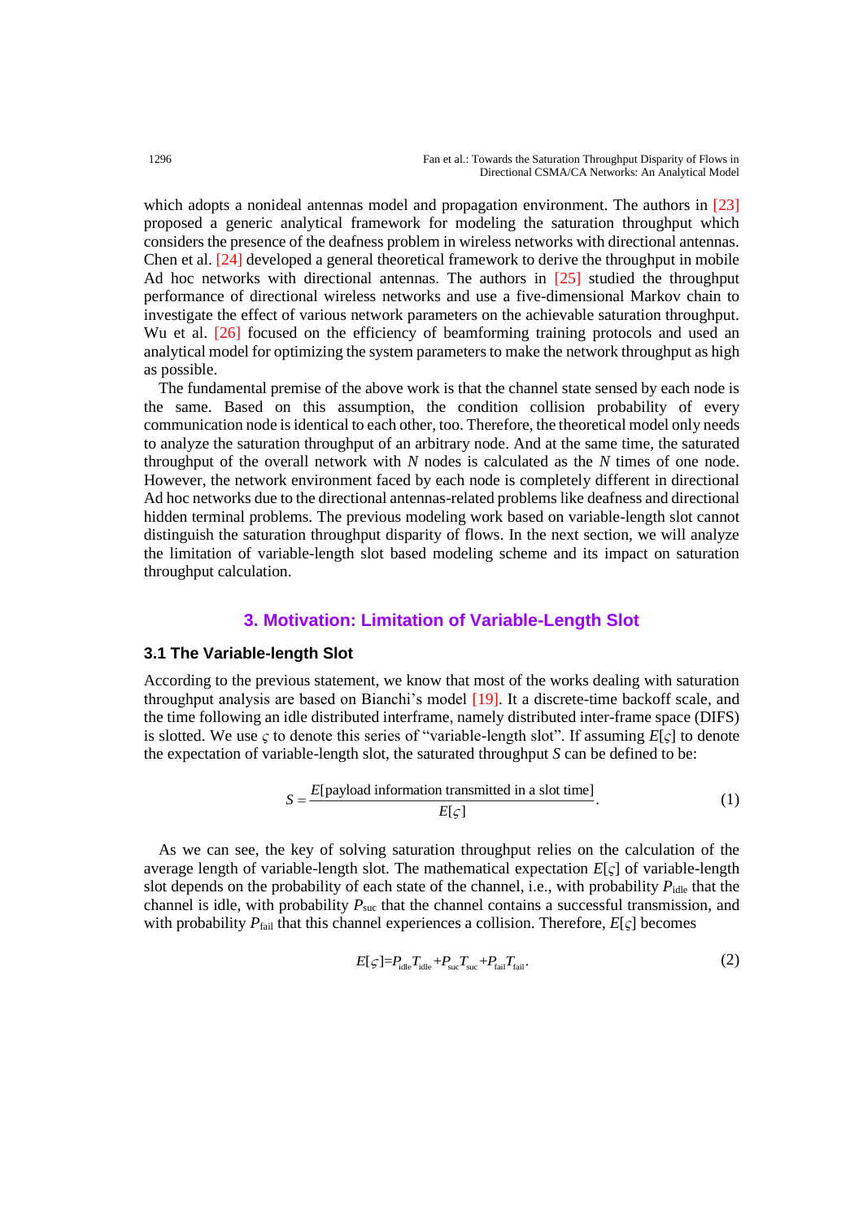which adopts a nonideal antennas model and propagation environment. The authors in [23] proposed a generic analytical framework for modeling the saturation throughput which considers the presence of the deafness problem in wireless networks with directional antennas. Chen et al. [24] developed a general theoretical framework to derive the throughput in mobile Ad hoc networks with directional antennas. The authors in [25] studied the throughput performance of directional wireless networks and use a five-dimensional Markov chain to investigate the effect of various network parameters on the achievable saturation throughput. Wu et al. [26] focused on the efficiency of beamforming training protocols and used an analytical model for optimizing the system parameters to make the network throughput as high as possible.

The fundamental premise of the above work is that the channel state sensed by each node is the same. Based on this assumption, the condition collision probability of every communication node is identical to each other, too. Therefore, the theoretical model only needs to analyze the saturation throughput of an arbitrary node. And at the same time, the saturated throughput of the overall network with $N$ nodes is calculated as the $N$ times of one node. However, the network environment faced by each node is completely different in directional Ad hoc networks due to the directional antennas-related problems like deafness and directional hidden terminal problems. The previous modeling work based on variable-length slot cannot distinguish the saturation throughput disparity of flows. In the next section, we will analyze the limitation of variable-length slot based modeling scheme and its impact on saturation throughput calculation.

## 3. Motivation: Limitation of Variable-Length Slot

### 3.1 The Variable-length Slot

According to the previous statement, we know that most of the works dealing with saturation throughput analysis are based on Bianchi's model [19]. It a discrete-time backoff scale, and the time following an idle distributed interframe, namely distributed inter-frame space (DIFS) is slotted. We use $\varsigma$ to denote this series of "variable-length slot". If assuming $E[\varsigma]$ to denote the expectation of variable-length slot, the saturated throughput $S$ can be defined to be:

$$S = \frac{E[\text{payload information transmitted in a slot time}]}{E[\varsigma]}. \tag{1}$$

As we can see, the key of solving saturation throughput relies on the calculation of the average length of variable-length slot. The mathematical expectation $E[\varsigma]$ of variable-length slot depends on the probability of each state of the channel, i.e., with probability $P_{\text{idle}}$ that the channel is idle, with probability $P_{\text{suc}}$ that the channel contains a successful transmission, and with probability $P_{\text{fail}}$ that this channel experiences a collision. Therefore, $E[\varsigma]$ becomes

$$E[\varsigma]=P_{\text{idle}}T_{\text{idle}}+P_{\text{suc}}T_{\text{suc}}+P_{\text{fail}}T_{\text{fail}}. \tag{2}$$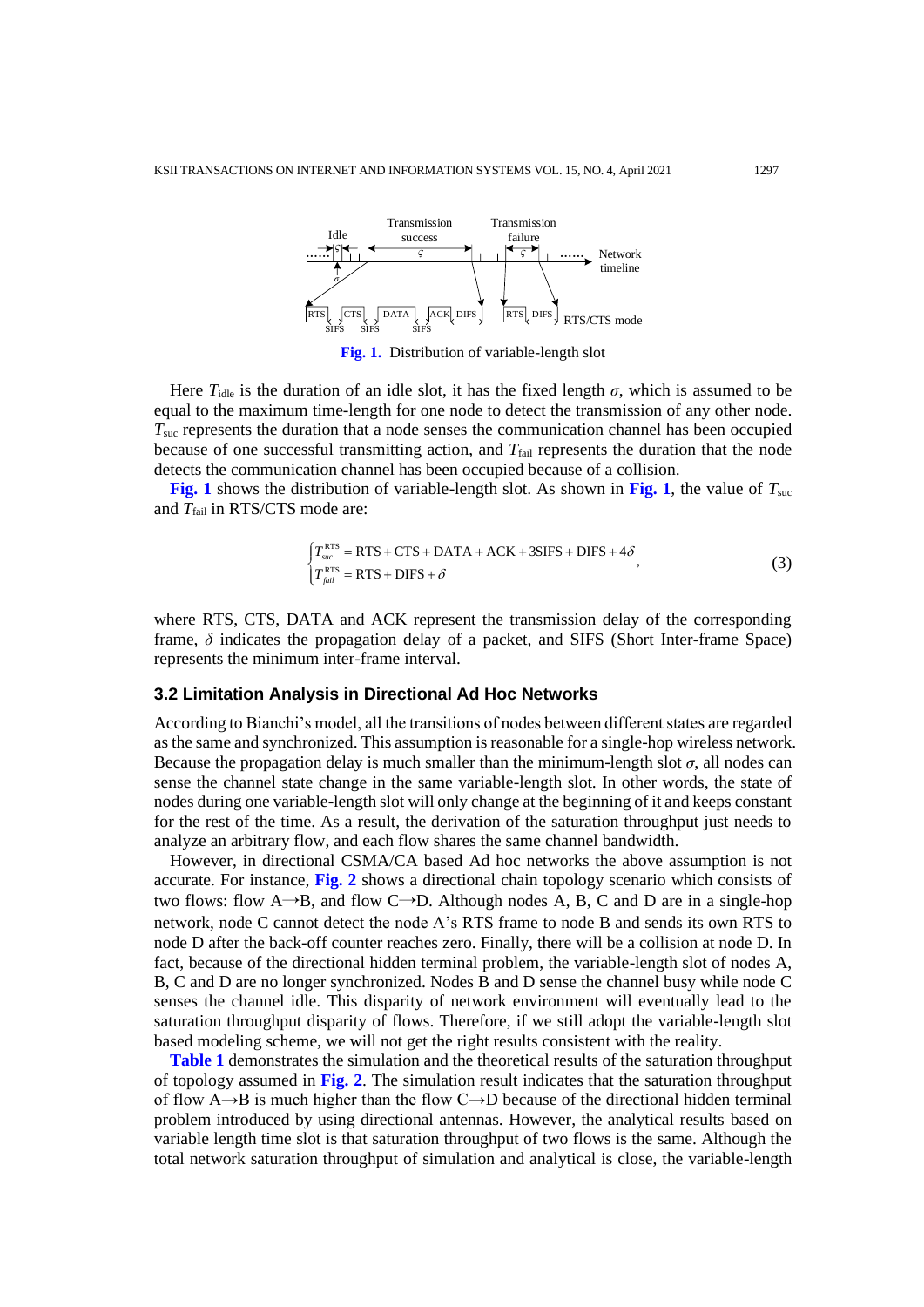**Fig. 1.** Distribution of variable-length slot

Here $T_{\text{idle}}$ is the duration of an idle slot, it has the fixed length $\sigma$, which is assumed to be equal to the maximum time-length for one node to detect the transmission of any other node. $T_{\text{suc}}$ represents the duration that a node senses the communication channel has been occupied because of one successful transmitting action, and $T_{\text{fail}}$ represents the duration that the node detects the communication channel has been occupied because of a collision.

**Fig. 1** shows the distribution of variable-length slot. As shown in **Fig. 1**, the value of $T_{\text{suc}}$ and $T_{\text{fail}}$ in RTS/CTS mode are:

$$\begin{cases} T_{suc}^{\text{RTS}} = \text{RTS} + \text{CTS} + \text{DATA} + \text{ACK} + 3\text{SIFS} + \text{DIFS} + 4\delta \\ T_{fail}^{\text{RTS}} = \text{RTS} + \text{DIFS} + \delta \end{cases}, \tag{3}$$

where RTS, CTS, DATA and ACK represent the transmission delay of the corresponding frame, $\delta$ indicates the propagation delay of a packet, and SIFS (Short Inter-frame Space) represents the minimum inter-frame interval.

### 3.2 Limitation Analysis in Directional Ad Hoc Networks

According to Bianchi's model, all the transitions of nodes between different states are regarded as the same and synchronized. This assumption is reasonable for a single-hop wireless network. Because the propagation delay is much smaller than the minimum-length slot $\sigma$, all nodes can sense the channel state change in the same variable-length slot. In other words, the state of nodes during one variable-length slot will only change at the beginning of it and keeps constant for the rest of the time. As a result, the derivation of the saturation throughput just needs to analyze an arbitrary flow, and each flow shares the same channel bandwidth.

However, in directional CSMA/CA based Ad hoc networks the above assumption is not accurate. For instance, **Fig. 2** shows a directional chain topology scenario which consists of two flows: flow A→B, and flow C→D. Although nodes A, B, C and D are in a single-hop network, node C cannot detect the node A's RTS frame to node B and sends its own RTS to node D after the back-off counter reaches zero. Finally, there will be a collision at node D. In fact, because of the directional hidden terminal problem, the variable-length slot of nodes A, B, C and D are no longer synchronized. Nodes B and D sense the channel busy while node C senses the channel idle. This disparity of network environment will eventually lead to the saturation throughput disparity of flows. Therefore, if we still adopt the variable-length slot based modeling scheme, we will not get the right results consistent with the reality.

**Table 1** demonstrates the simulation and the theoretical results of the saturation throughput of topology assumed in **Fig. 2**. The simulation result indicates that the saturation throughput of flow A→B is much higher than the flow C→D because of the directional hidden terminal problem introduced by using directional antennas. However, the analytical results based on variable length time slot is that saturation throughput of two flows is the same. Although the total network saturation throughput of simulation and analytical is close, the variable-length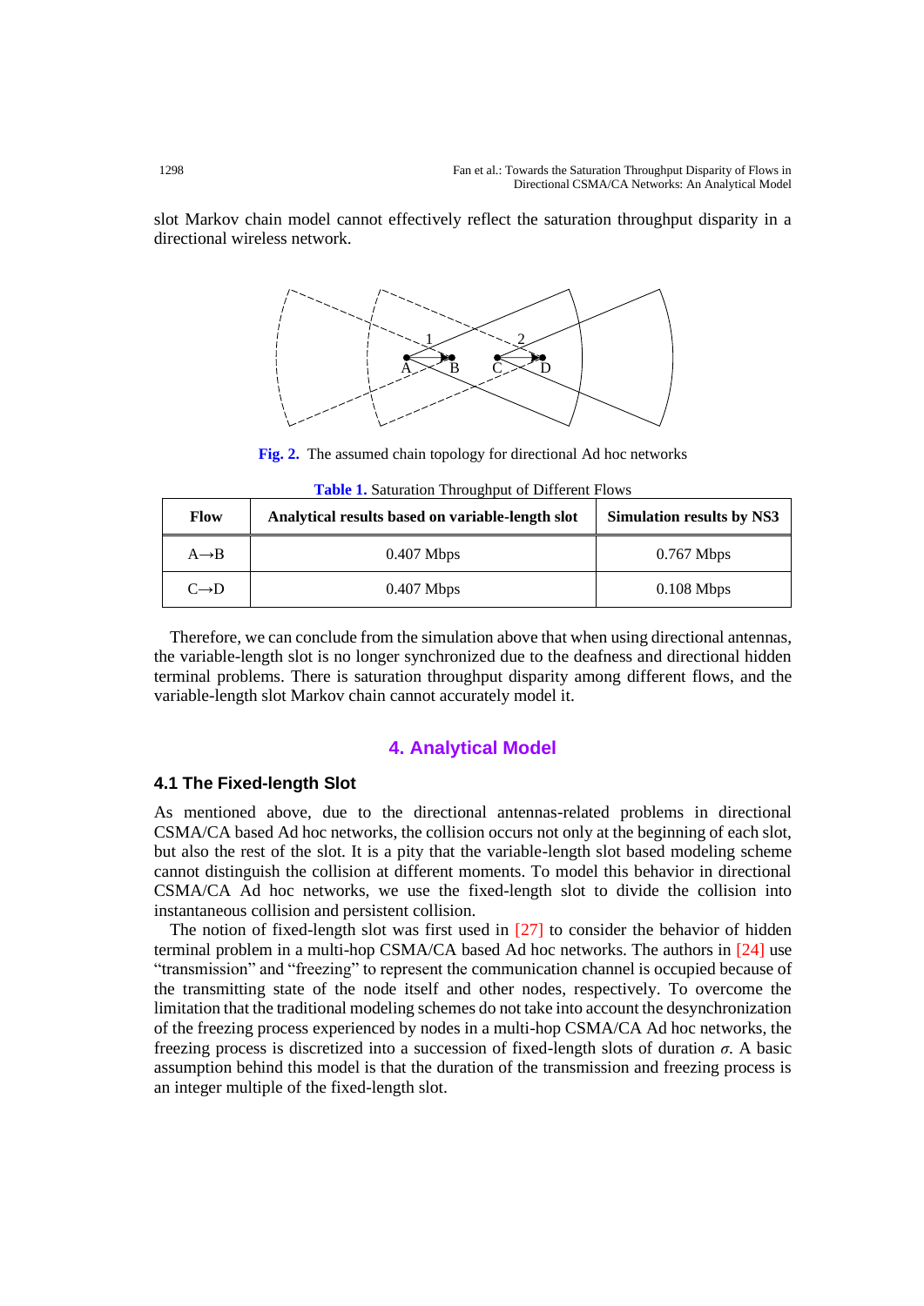slot Markov chain model cannot effectively reflect the saturation throughput disparity in a directional wireless network.

**Fig. 2.** The assumed chain topology for directional Ad hoc networks

**Table 1.** Saturation Throughput of Different Flows

| Flow | Analytical results based on variable-length slot | Simulation results by NS3 |
|---|---|---|
| A→B | 0.407 Mbps | 0.767 Mbps |
| C→D | 0.407 Mbps | 0.108 Mbps |

Therefore, we can conclude from the simulation above that when using directional antennas, the variable-length slot is no longer synchronized due to the deafness and directional hidden terminal problems. There is saturation throughput disparity among different flows, and the variable-length slot Markov chain cannot accurately model it.

## 4. Analytical Model

### 4.1 The Fixed-length Slot

As mentioned above, due to the directional antennas-related problems in directional CSMA/CA based Ad hoc networks, the collision occurs not only at the beginning of each slot, but also the rest of the slot. It is a pity that the variable-length slot based modeling scheme cannot distinguish the collision at different moments. To model this behavior in directional CSMA/CA Ad hoc networks, we use the fixed-length slot to divide the collision into instantaneous collision and persistent collision.

The notion of fixed-length slot was first used in [27] to consider the behavior of hidden terminal problem in a multi-hop CSMA/CA based Ad hoc networks. The authors in [24] use "transmission" and "freezing" to represent the communication channel is occupied because of the transmitting state of the node itself and other nodes, respectively. To overcome the limitation that the traditional modeling schemes do not take into account the desynchronization of the freezing process experienced by nodes in a multi-hop CSMA/CA Ad hoc networks, the freezing process is discretized into a succession of fixed-length slots of duration $\sigma$. A basic assumption behind this model is that the duration of the transmission and freezing process is an integer multiple of the fixed-length slot.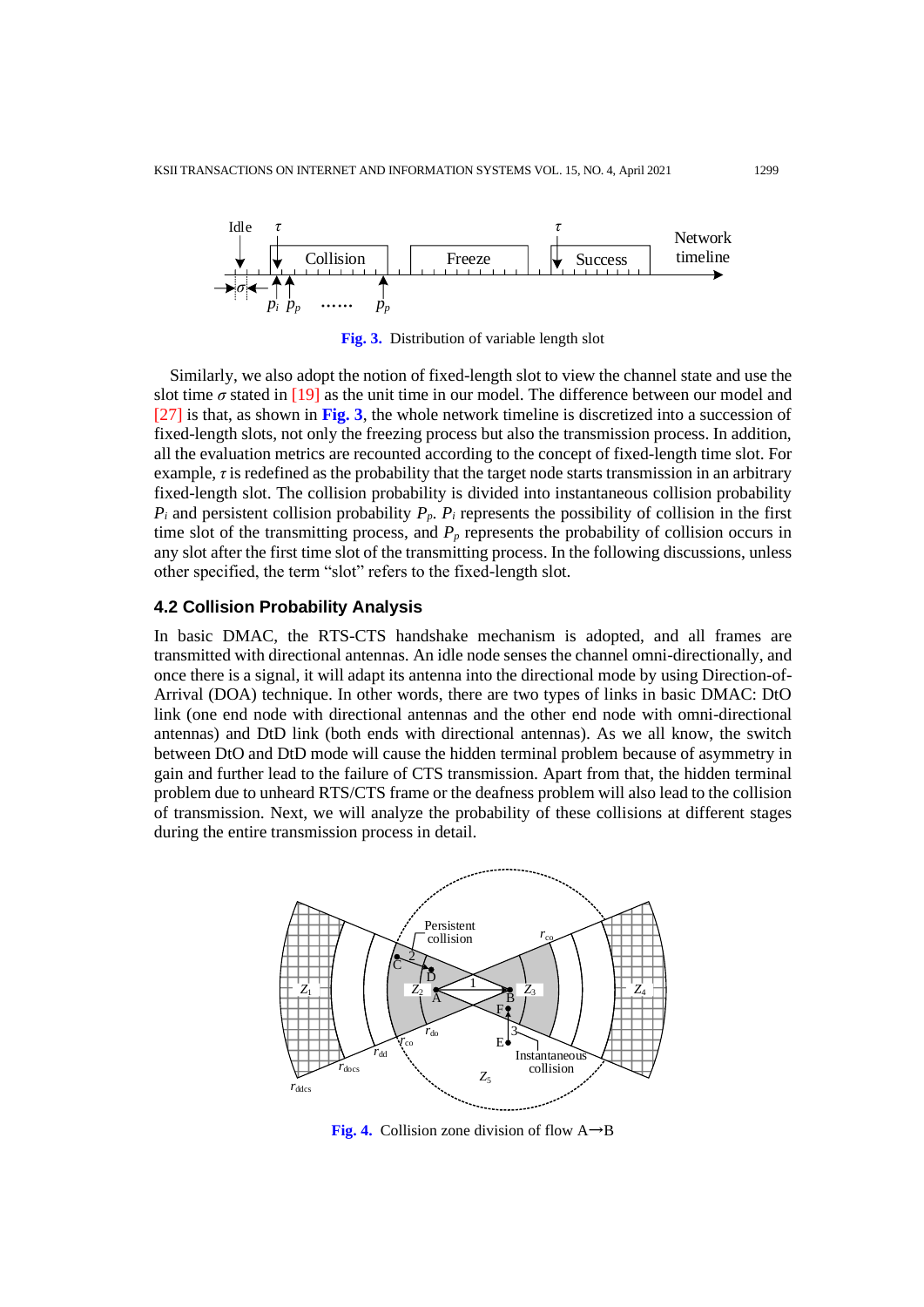Fig. 3. Distribution of variable length slot

Similarly, we also adopt the notion of fixed-length slot to view the channel state and use the slot time $\sigma$ stated in [19] as the unit time in our model. The difference between our model and [27] is that, as shown in Fig. 3, the whole network timeline is discretized into a succession of fixed-length slots, not only the freezing process but also the transmission process. In addition, all the evaluation metrics are recounted according to the concept of fixed-length time slot. For example, $\tau$ is redefined as the probability that the target node starts transmission in an arbitrary fixed-length slot. The collision probability is divided into instantaneous collision probability $P_i$ and persistent collision probability $P_p$. $P_i$ represents the possibility of collision in the first time slot of the transmitting process, and $P_p$ represents the probability of collision occurs in any slot after the first time slot of the transmitting process. In the following discussions, unless other specified, the term "slot" refers to the fixed-length slot.

### 4.2 Collision Probability Analysis

In basic DMAC, the RTS-CTS handshake mechanism is adopted, and all frames are transmitted with directional antennas. An idle node senses the channel omni-directionally, and once there is a signal, it will adapt its antenna into the directional mode by using Direction-of-Arrival (DOA) technique. In other words, there are two types of links in basic DMAC: DtO link (one end node with directional antennas and the other end node with omni-directional antennas) and DtD link (both ends with directional antennas). As we all know, the switch between DtO and DtD mode will cause the hidden terminal problem because of asymmetry in gain and further lead to the failure of CTS transmission. Apart from that, the hidden terminal problem due to unheard RTS/CTS frame or the deafness problem will also lead to the collision of transmission. Next, we will analyze the probability of these collisions at different stages during the entire transmission process in detail.

Fig. 4. Collision zone division of flow A→B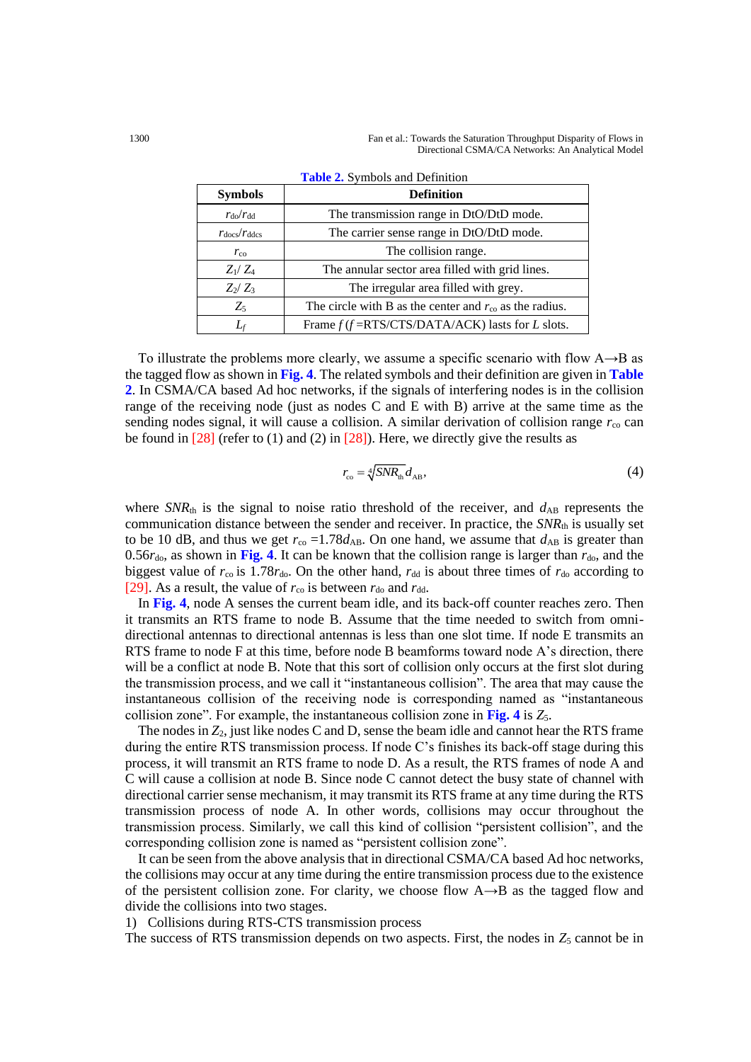**Table 2.** Symbols and Definition

| Symbols | Definition |
|---|---|
| $r_{do}/r_{dd}$ | The transmission range in DtO/DtD mode. |
| $r_{docs}/r_{ddcs}$ | The carrier sense range in DtO/DtD mode. |
| $r_{co}$ | The collision range. |
| $Z_1/ Z_4$ | The annular sector area filled with grid lines. |
| $Z_2/ Z_3$ | The irregular area filled with grey. |
| $Z_5$ | The circle with B as the center and $r_{co}$ as the radius. |
| $L_f$ | Frame $f$ ($f$ =RTS/CTS/DATA/ACK) lasts for $L$ slots. |

To illustrate the problems more clearly, we assume a specific scenario with flow A→B as the tagged flow as shown in **Fig. 4**. The related symbols and their definition are given in **Table 2**. In CSMA/CA based Ad hoc networks, if the signals of interfering nodes is in the collision range of the receiving node (just as nodes C and E with B) arrive at the same time as the sending nodes signal, it will cause a collision. A similar derivation of collision range $r_{co}$ can be found in [28] (refer to (1) and (2) in [28]). Here, we directly give the results as

$$r_{co} = \sqrt[4]{SNR_{th}}\, d_{AB}, \tag{4}$$

where $SNR_{th}$ is the signal to noise ratio threshold of the receiver, and $d_{AB}$ represents the communication distance between the sender and receiver. In practice, the $SNR_{th}$ is usually set to be 10 dB, and thus we get $r_{co}$ =1.78$d_{AB}$. On one hand, we assume that $d_{AB}$ is greater than 0.56$r_{do}$, as shown in **Fig. 4**. It can be known that the collision range is larger than $r_{do}$, and the biggest value of $r_{co}$ is 1.78$r_{do}$. On the other hand, $r_{dd}$ is about three times of $r_{do}$ according to [29]. As a result, the value of $r_{co}$ is between $r_{do}$ and $r_{dd}$.

In **Fig. 4**, node A senses the current beam idle, and its back-off counter reaches zero. Then it transmits an RTS frame to node B. Assume that the time needed to switch from omni-directional antennas to directional antennas is less than one slot time. If node E transmits an RTS frame to node F at this time, before node B beamforms toward node A's direction, there will be a conflict at node B. Note that this sort of collision only occurs at the first slot during the transmission process, and we call it "instantaneous collision". The area that may cause the instantaneous collision of the receiving node is corresponding named as "instantaneous collision zone". For example, the instantaneous collision zone in **Fig. 4** is $Z_5$.

The nodes in $Z_2$, just like nodes C and D, sense the beam idle and cannot hear the RTS frame during the entire RTS transmission process. If node C's finishes its back-off stage during this process, it will transmit an RTS frame to node D. As a result, the RTS frames of node A and C will cause a collision at node B. Since node C cannot detect the busy state of channel with directional carrier sense mechanism, it may transmit its RTS frame at any time during the RTS transmission process of node A. In other words, collisions may occur throughout the transmission process. Similarly, we call this kind of collision "persistent collision", and the corresponding collision zone is named as "persistent collision zone".

It can be seen from the above analysis that in directional CSMA/CA based Ad hoc networks, the collisions may occur at any time during the entire transmission process due to the existence of the persistent collision zone. For clarity, we choose flow A→B as the tagged flow and divide the collisions into two stages.

1) Collisions during RTS-CTS transmission process

The success of RTS transmission depends on two aspects. First, the nodes in $Z_5$ cannot be in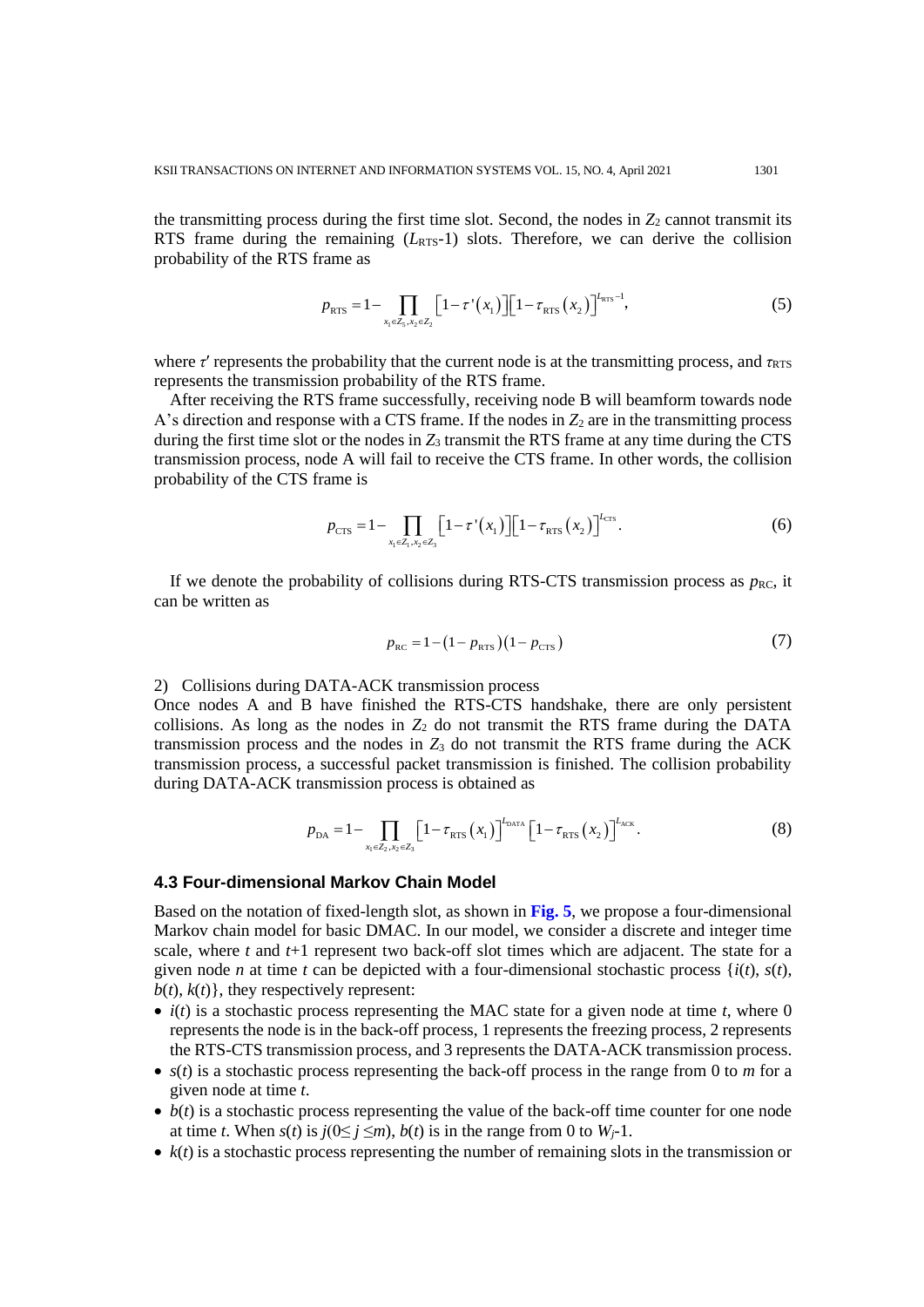the transmitting process during the first time slot. Second, the nodes in $Z_2$ cannot transmit its RTS frame during the remaining ($L_{\text{RTS}}$-1) slots. Therefore, we can derive the collision probability of the RTS frame as

$$p_{\text{RTS}} = 1 - \prod_{x_1 \in Z_5, x_2 \in Z_2} \left[1 - \tau'(x_1)\right]\left[1 - \tau_{\text{RTS}}(x_2)\right]^{L_{\text{RTS}}-1}, \tag{5}$$

where $\tau'$ represents the probability that the current node is at the transmitting process, and $\tau_{\text{RTS}}$ represents the transmission probability of the RTS frame.

After receiving the RTS frame successfully, receiving node B will beamform towards node A's direction and response with a CTS frame. If the nodes in $Z_2$ are in the transmitting process during the first time slot or the nodes in $Z_3$ transmit the RTS frame at any time during the CTS transmission process, node A will fail to receive the CTS frame. In other words, the collision probability of the CTS frame is

$$p_{\text{CTS}} = 1 - \prod_{x_1 \in Z_1, x_2 \in Z_3} \left[1 - \tau'(x_1)\right]\left[1 - \tau_{\text{RTS}}(x_2)\right]^{L_{\text{CTS}}}. \tag{6}$$

If we denote the probability of collisions during RTS-CTS transmission process as $p_{\text{RC}}$, it can be written as

$$p_{\text{RC}} = 1 - (1 - p_{\text{RTS}})(1 - p_{\text{CTS}}) \tag{7}$$

2) Collisions during DATA-ACK transmission process

Once nodes A and B have finished the RTS-CTS handshake, there are only persistent collisions. As long as the nodes in $Z_2$ do not transmit the RTS frame during the DATA transmission process and the nodes in $Z_3$ do not transmit the RTS frame during the ACK transmission process, a successful packet transmission is finished. The collision probability during DATA-ACK transmission process is obtained as

$$p_{\text{DA}} = 1 - \prod_{x_1 \in Z_2, x_2 \in Z_3} \left[1 - \tau_{\text{RTS}}(x_1)\right]^{L_{\text{DATA}}} \left[1 - \tau_{\text{RTS}}(x_2)\right]^{L_{\text{ACK}}}. \tag{8}$$

### 4.3 Four-dimensional Markov Chain Model

Based on the notation of fixed-length slot, as shown in **Fig. 5**, we propose a four-dimensional Markov chain model for basic DMAC. In our model, we consider a discrete and integer time scale, where $t$ and $t$+1 represent two back-off slot times which are adjacent. The state for a given node $n$ at time $t$ can be depicted with a four-dimensional stochastic process $\{i(t), s(t), b(t), k(t)\}$, they respectively represent:

- $i(t)$ is a stochastic process representing the MAC state for a given node at time $t$, where 0 represents the node is in the back-off process, 1 represents the freezing process, 2 represents the RTS-CTS transmission process, and 3 represents the DATA-ACK transmission process.
- $s(t)$ is a stochastic process representing the back-off process in the range from 0 to $m$ for a given node at time $t$.
- $b(t)$ is a stochastic process representing the value of the back-off time counter for one node at time $t$. When $s(t)$ is $j(0 \leq j \leq m)$, $b(t)$ is in the range from 0 to $W_j$-1.
- $k(t)$ is a stochastic process representing the number of remaining slots in the transmission or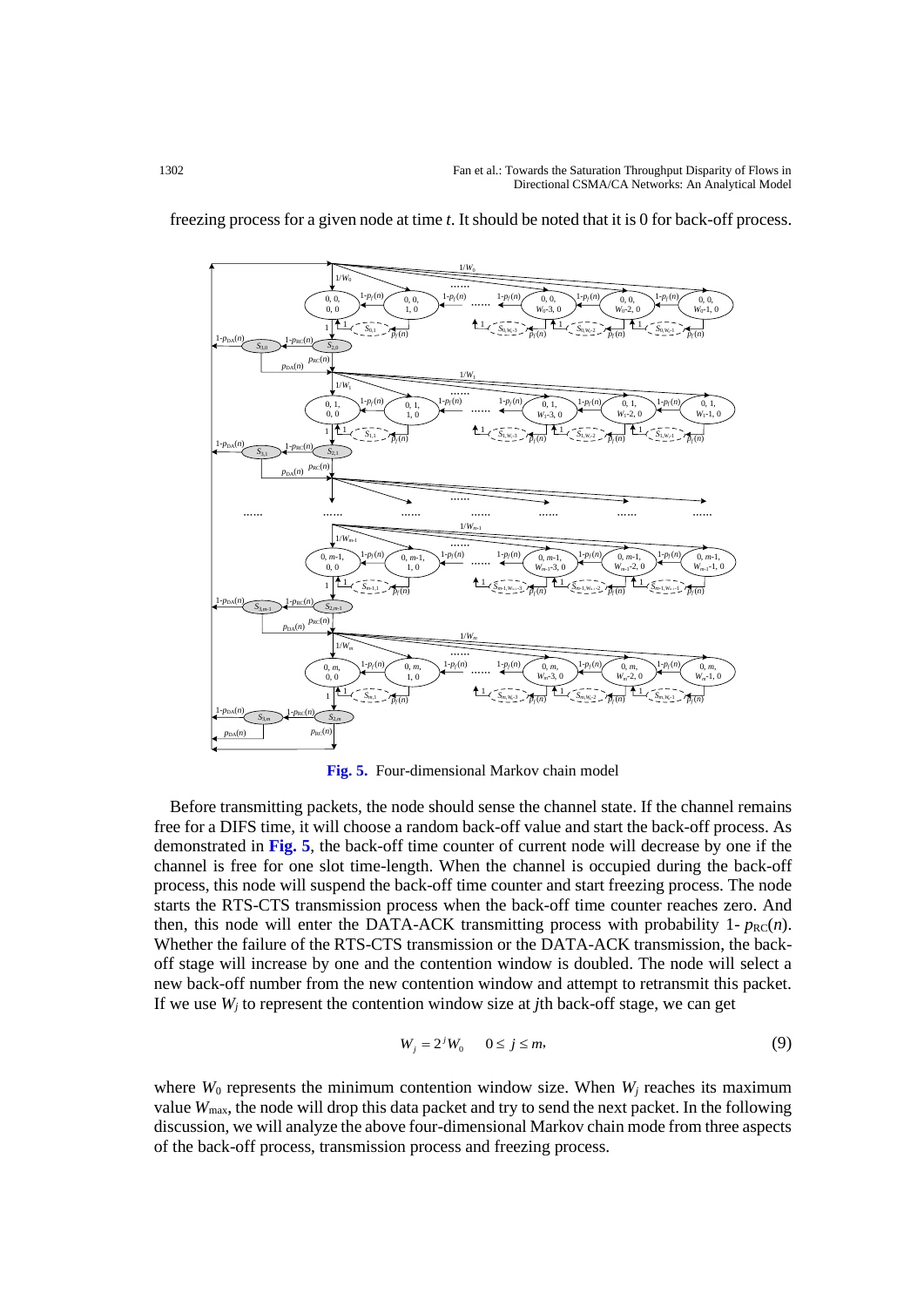freezing process for a given node at time *t*. It should be noted that it is 0 for back-off process.

**Fig. 5.** Four-dimensional Markov chain model

Before transmitting packets, the node should sense the channel state. If the channel remains free for a DIFS time, it will choose a random back-off value and start the back-off process. As demonstrated in **Fig. 5**, the back-off time counter of current node will decrease by one if the channel is free for one slot time-length. When the channel is occupied during the back-off process, this node will suspend the back-off time counter and start freezing process. The node starts the RTS-CTS transmission process when the back-off time counter reaches zero. And then, this node will enter the DATA-ACK transmitting process with probability 1- $p_{RC}(n)$. Whether the failure of the RTS-CTS transmission or the DATA-ACK transmission, the back-off stage will increase by one and the contention window is doubled. The node will select a new back-off number from the new contention window and attempt to retransmit this packet. If we use $W_j$ to represent the contention window size at *j*th back-off stage, we can get

$$W_j = 2^j W_0 \quad 0 \le j \le m, \tag{9}$$

where $W_0$ represents the minimum contention window size. When $W_j$ reaches its maximum value $W_{max}$, the node will drop this data packet and try to send the next packet. In the following discussion, we will analyze the above four-dimensional Markov chain mode from three aspects of the back-off process, transmission process and freezing process.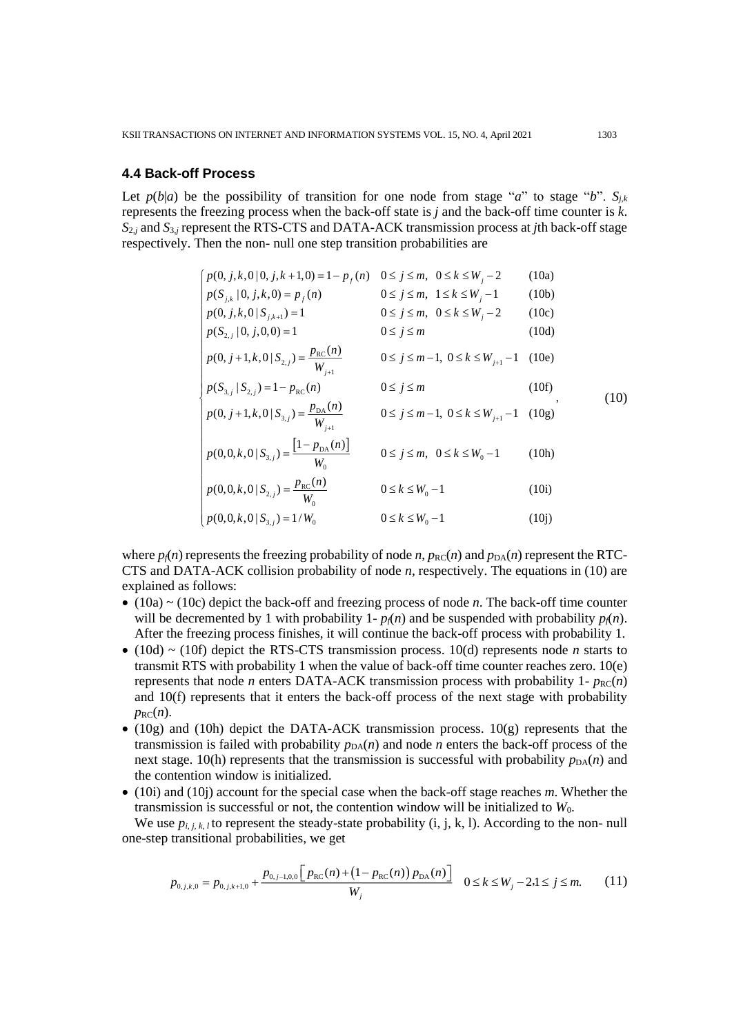### 4.4 Back-off Process

Let $p(b|a)$ be the possibility of transition for one node from stage "$a$" to stage "$b$". $S_{j,k}$ represents the freezing process when the back-off state is $j$ and the back-off time counter is $k$. $S_{2,j}$ and $S_{3,j}$ represent the RTS-CTS and DATA-ACK transmission process at $j$th back-off stage respectively. Then the non- null one step transition probabilities are

$$
\begin{cases}
p(0,j,k,0\,|\,0,j,k+1,0) = 1 - p_f(n) & 0 \le j \le m,\ \ 0 \le k \le W_j - 2 \quad \text{(10a)} \\
p(S_{j,k}\,|\,0,j,k,0) = p_f(n) & 0 \le j \le m,\ \ 1 \le k \le W_j - 1 \quad \text{(10b)} \\
p(0,j,k,0\,|\,S_{j,k+1}) = 1 & 0 \le j \le m,\ \ 0 \le k \le W_j - 2 \quad \text{(10c)} \\
p(S_{2,j}\,|\,0,j,0,0) = 1 & 0 \le j \le m \quad \text{(10d)} \\
p(0,j+1,k,0\,|\,S_{2,j}) = \dfrac{p_{\mathrm{RC}}(n)}{W_{j+1}} & 0 \le j \le m-1,\ 0 \le k \le W_{j+1} - 1 \quad \text{(10e)} \\
p(S_{3,j}\,|\,S_{2,j}) = 1 - p_{\mathrm{RC}}(n) & 0 \le j \le m \quad \text{(10f)} \\
p(0,j+1,k,0\,|\,S_{3,j}) = \dfrac{p_{\mathrm{DA}}(n)}{W_{j+1}} & 0 \le j \le m-1,\ 0 \le k \le W_{j+1} - 1 \quad \text{(10g)} \\
p(0,0,k,0\,|\,S_{3,j}) = \dfrac{\left[1 - p_{\mathrm{DA}}(n)\right]}{W_0} & 0 \le j \le m,\ \ 0 \le k \le W_0 - 1 \quad \text{(10h)} \\
p(0,0,k,0\,|\,S_{2,j}) = \dfrac{p_{\mathrm{RC}}(n)}{W_0} & 0 \le k \le W_0 - 1 \quad \text{(10i)} \\
p(0,0,k,0\,|\,S_{3,j}) = 1/W_0 & 0 \le k \le W_0 - 1 \quad \text{(10j)}
\end{cases}, \tag{10}
$$

where $p_f(n)$ represents the freezing probability of node $n$, $p_{\mathrm{RC}}(n)$ and $p_{\mathrm{DA}}(n)$ represent the RTC-CTS and DATA-ACK collision probability of node $n$, respectively. The equations in (10) are explained as follows:

- (10a) ~ (10c) depict the back-off and freezing process of node $n$. The back-off time counter will be decremented by 1 with probability 1- $p_f(n)$ and be suspended with probability $p_f(n)$. After the freezing process finishes, it will continue the back-off process with probability 1.
- (10d) ~ (10f) depict the RTS-CTS transmission process. 10(d) represents node $n$ starts to transmit RTS with probability 1 when the value of back-off time counter reaches zero. 10(e) represents that node $n$ enters DATA-ACK transmission process with probability 1- $p_{\mathrm{RC}}(n)$ and 10(f) represents that it enters the back-off process of the next stage with probability $p_{\mathrm{RC}}(n)$.
- (10g) and (10h) depict the DATA-ACK transmission process. 10(g) represents that the transmission is failed with probability $p_{\mathrm{DA}}(n)$ and node $n$ enters the back-off process of the next stage. 10(h) represents that the transmission is successful with probability $p_{\mathrm{DA}}(n)$ and the contention window is initialized.
- (10i) and (10j) account for the special case when the back-off stage reaches $m$. Whether the transmission is successful or not, the contention window will be initialized to $W_0$.

We use $p_{i,j,k,l}$ to represent the steady-state probability (i, j, k, l). According to the non- null one-step transitional probabilities, we get

$$
p_{0,j,k,0} = p_{0,j,k+1,0} + \frac{p_{0,j-1,0,0}\left[\,p_{\mathrm{RC}}(n) + \left(1 - p_{\mathrm{RC}}(n)\right)p_{\mathrm{DA}}(n)\right]}{W_j} \quad 0 \le k \le W_j - 2, 1 \le j \le m. \tag{11}
$$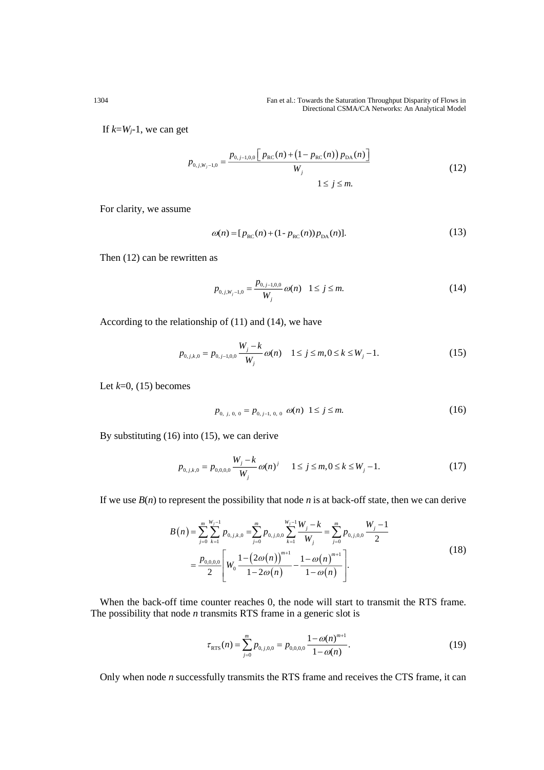If $k$=$W_j$-1, we can get

$$p_{0,j,W_j-1,0} = \frac{p_{0,j-1,0,0}\left[p_{\mathrm{RC}}(n)+\left(1-p_{\mathrm{RC}}(n)\right)p_{\mathrm{DA}}(n)\right]}{W_j} \quad 1 \le j \le m. \tag{12}$$

For clarity, we assume

$$\omega(n) = [p_{\mathrm{RC}}(n) + (1\text{-}\, p_{\mathrm{RC}}(n))p_{\mathrm{DA}}(n)]. \tag{13}$$

Then (12) can be rewritten as

$$p_{0,j,W_j-1,0} = \frac{p_{0,j-1,0,0}}{W_j}\omega(n) \quad 1 \le j \le m. \tag{14}$$

According to the relationship of (11) and (14), we have

$$p_{0,j,k,0} = p_{0,j-1,0,0}\frac{W_j - k}{W_j}\omega(n) \quad 1 \le j \le m, 0 \le k \le W_j - 1. \tag{15}$$

Let $k$=0, (15) becomes

$$p_{0,j,0,0} = p_{0,j-1,0,0}\ \omega(n) \ \ 1 \le j \le m. \tag{16}$$

By substituting (16) into (15), we can derive

$$p_{0,j,k,0} = p_{0,0,0,0}\frac{W_j - k}{W_j}\omega(n)^j \quad 1 \le j \le m, 0 \le k \le W_j - 1. \tag{17}$$

If we use $B(n)$ to represent the possibility that node $n$ is at back-off state, then we can derive

$$\begin{aligned} B(n) &= \sum_{j=0}^{m}\sum_{k=1}^{W_j-1} p_{0,j,k,0} = \sum_{j=0}^{m} p_{0,j,0,0}\sum_{k=1}^{W_j-1}\frac{W_j-k}{W_j} = \sum_{j=0}^{m} p_{0,j,0,0}\frac{W_j-1}{2} \\ &= \frac{p_{0,0,0,0}}{2}\left[W_0\frac{1-\left(2\omega(n)\right)^{m+1}}{1-2\omega(n)} - \frac{1-\omega(n)^{m+1}}{1-\omega(n)}\right]. \end{aligned} \tag{18}$$

When the back-off time counter reaches 0, the node will start to transmit the RTS frame. The possibility that node $n$ transmits RTS frame in a generic slot is

$$\tau_{\mathrm{RTS}}(n) = \sum_{j=0}^{m} p_{0,j,0,0} = p_{0,0,0,0}\frac{1-\omega(n)^{m+1}}{1-\omega(n)}. \tag{19}$$

Only when node $n$ successfully transmits the RTS frame and receives the CTS frame, it can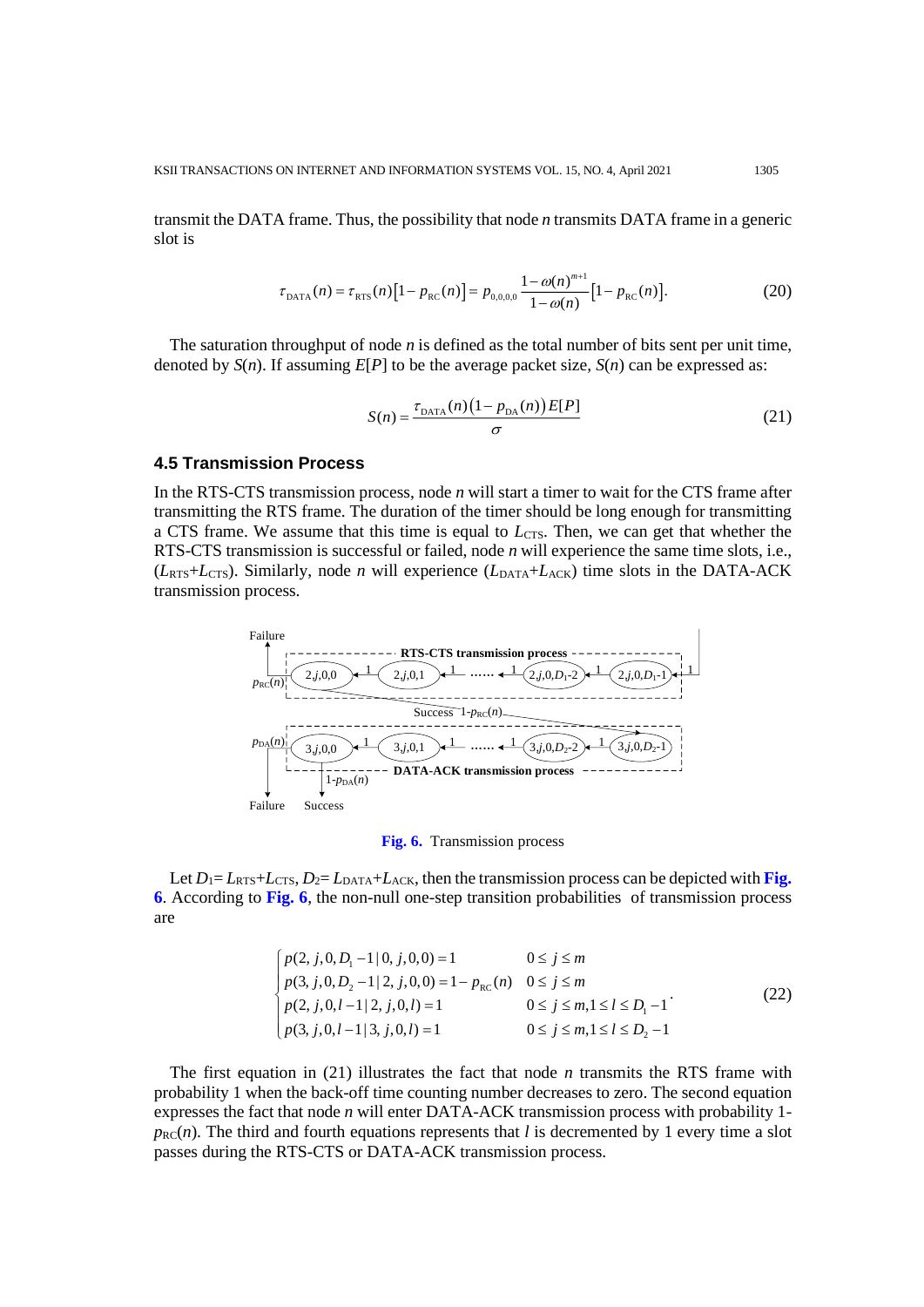transmit the DATA frame. Thus, the possibility that node $n$ transmits DATA frame in a generic slot is

$$\tau_{\text{DATA}}(n) = \tau_{\text{RTS}}(n)\left[1 - p_{\text{RC}}(n)\right] = p_{0,0,0,0}\frac{1-\omega(n)^{m+1}}{1-\omega(n)}\left[1 - p_{\text{RC}}(n)\right]. \tag{20}$$

The saturation throughput of node $n$ is defined as the total number of bits sent per unit time, denoted by $S(n)$. If assuming $E[P]$ to be the average packet size, $S(n)$ can be expressed as:

$$S(n) = \frac{\tau_{\text{DATA}}(n)\left(1 - p_{\text{DA}}(n)\right)E[P]}{\sigma} \tag{21}$$

### 4.5 Transmission Process

In the RTS-CTS transmission process, node $n$ will start a timer to wait for the CTS frame after transmitting the RTS frame. The duration of the timer should be long enough for transmitting a CTS frame. We assume that this time is equal to $L_{\text{CTS}}$. Then, we can get that whether the RTS-CTS transmission is successful or failed, node $n$ will experience the same time slots, i.e., ($L_{\text{RTS}}$+$L_{\text{CTS}}$). Similarly, node $n$ will experience ($L_{\text{DATA}}$+$L_{\text{ACK}}$) time slots in the DATA-ACK transmission process.

**Fig. 6.** Transmission process

Let $D_1$= $L_{\text{RTS}}$+$L_{\text{CTS}}$, $D_2$= $L_{\text{DATA}}$+$L_{\text{ACK}}$, then the transmission process can be depicted with **Fig. 6**. According to **Fig. 6**, the non-null one-step transition probabilities of transmission process are

$$\begin{cases} p(2, j, 0, D_1 - 1 \mid 0, j, 0, 0) = 1 & 0 \le j \le m \\ p(3, j, 0, D_2 - 1 \mid 2, j, 0, 0) = 1 - p_{\text{RC}}(n) & 0 \le j \le m \\ p(2, j, 0, l-1 \mid 2, j, 0, l) = 1 & 0 \le j \le m, 1 \le l \le D_1 - 1 \\ p(3, j, 0, l-1 \mid 3, j, 0, l) = 1 & 0 \le j \le m, 1 \le l \le D_2 - 1 \end{cases}. \tag{22}$$

The first equation in (21) illustrates the fact that node $n$ transmits the RTS frame with probability 1 when the back-off time counting number decreases to zero. The second equation expresses the fact that node $n$ will enter DATA-ACK transmission process with probability 1-$p_{\text{RC}}(n)$. The third and fourth equations represents that $l$ is decremented by 1 every time a slot passes during the RTS-CTS or DATA-ACK transmission process.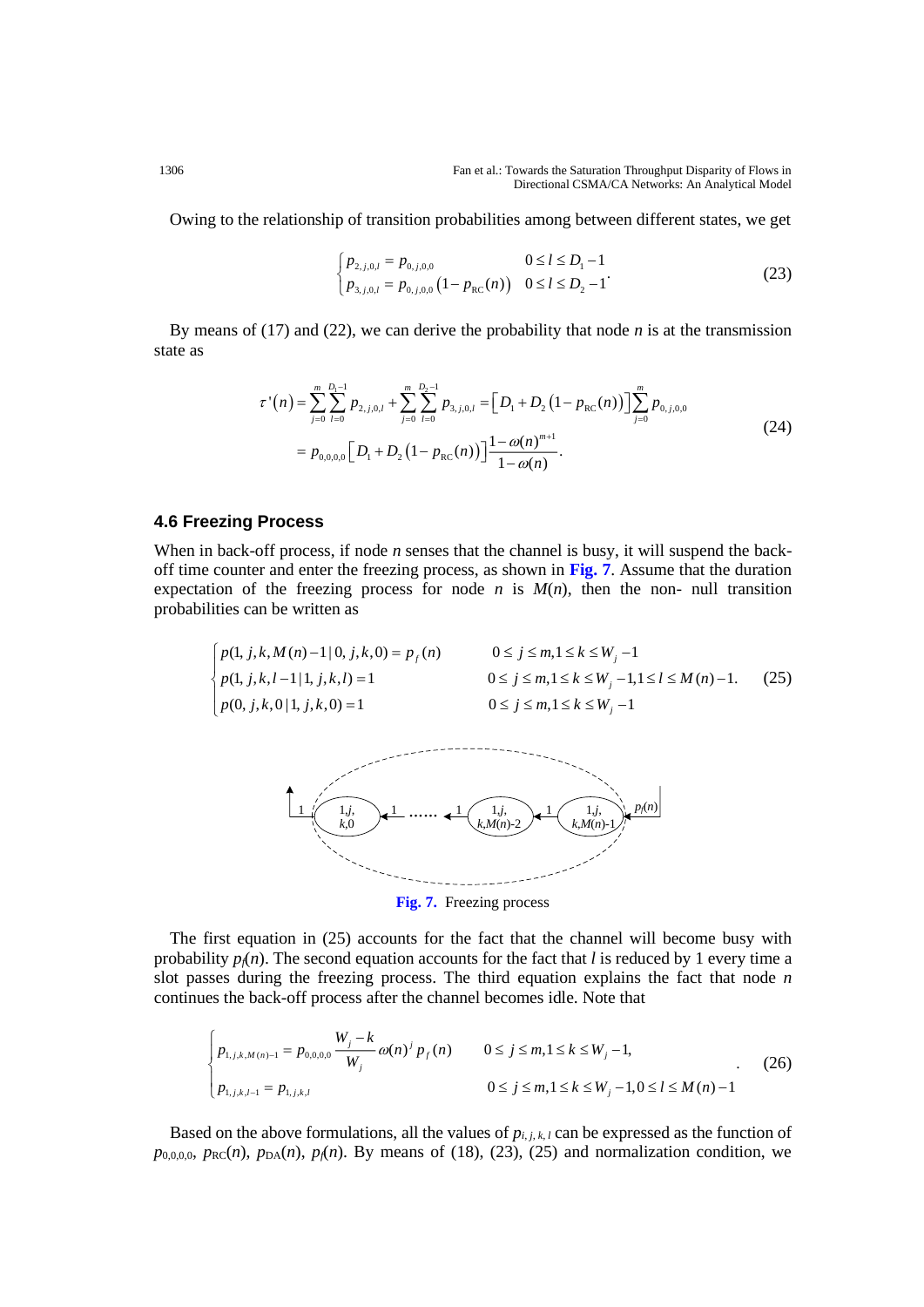Owing to the relationship of transition probabilities among between different states, we get

$$\begin{cases} p_{2,j,0,l} = p_{0,j,0,0} & 0 \le l \le D_1 - 1 \\ p_{3,j,0,l} = p_{0,j,0,0}\left(1 - p_{\mathrm{RC}}(n)\right) & 0 \le l \le D_2 - 1 \end{cases}. \tag{23}$$

By means of (17) and (22), we can derive the probability that node $n$ is at the transmission state as

$$\begin{aligned} \tau'(n) &= \sum_{j=0}^{m}\sum_{l=0}^{D_1-1} p_{2,j,0,l} + \sum_{j=0}^{m}\sum_{l=0}^{D_2-1} p_{3,j,0,l} = \left[D_1 + D_2\left(1 - p_{\mathrm{RC}}(n)\right)\right]\sum_{j=0}^{m} p_{0,j,0,0} \\ &= p_{0,0,0,0}\left[D_1 + D_2\left(1 - p_{\mathrm{RC}}(n)\right)\right]\frac{1-\omega(n)^{m+1}}{1-\omega(n)}. \end{aligned} \tag{24}$$

### 4.6 Freezing Process

When in back-off process, if node $n$ senses that the channel is busy, it will suspend the back-off time counter and enter the freezing process, as shown in **Fig. 7**. Assume that the duration expectation of the freezing process for node $n$ is $M(n)$, then the non- null transition probabilities can be written as

$$\begin{cases} p(1,j,k,M(n)-1 \mid 0,j,k,0) = p_f(n) & 0 \le j \le m, 1 \le k \le W_j - 1 \\ p(1,j,k,l-1 \mid 1,j,k,l) = 1 & 0 \le j \le m, 1 \le k \le W_j - 1, 1 \le l \le M(n)-1. \\ p(0,j,k,0 \mid 1,j,k,0) = 1 & 0 \le j \le m, 1 \le k \le W_j - 1 \end{cases} \tag{25}$$

**Fig. 7.** Freezing process

The first equation in (25) accounts for the fact that the channel will become busy with probability $p_f(n)$. The second equation accounts for the fact that $l$ is reduced by 1 every time a slot passes during the freezing process. The third equation explains the fact that node $n$ continues the back-off process after the channel becomes idle. Note that

$$\begin{cases} p_{1,j,k,M(n)-1} = p_{0,0,0,0}\dfrac{W_j - k}{W_j}\omega(n)^j p_f(n) & 0 \le j \le m, 1 \le k \le W_j - 1, \\ p_{1,j,k,l-1} = p_{1,j,k,l} & 0 \le j \le m, 1 \le k \le W_j - 1, 0 \le l \le M(n)-1 \end{cases}. \tag{26}$$

Based on the above formulations, all the values of $p_{i,j,k,l}$ can be expressed as the function of $p_{0,0,0,0}$, $p_{\mathrm{RC}}(n)$, $p_{\mathrm{DA}}(n)$, $p_f(n)$. By means of (18), (23), (25) and normalization condition, we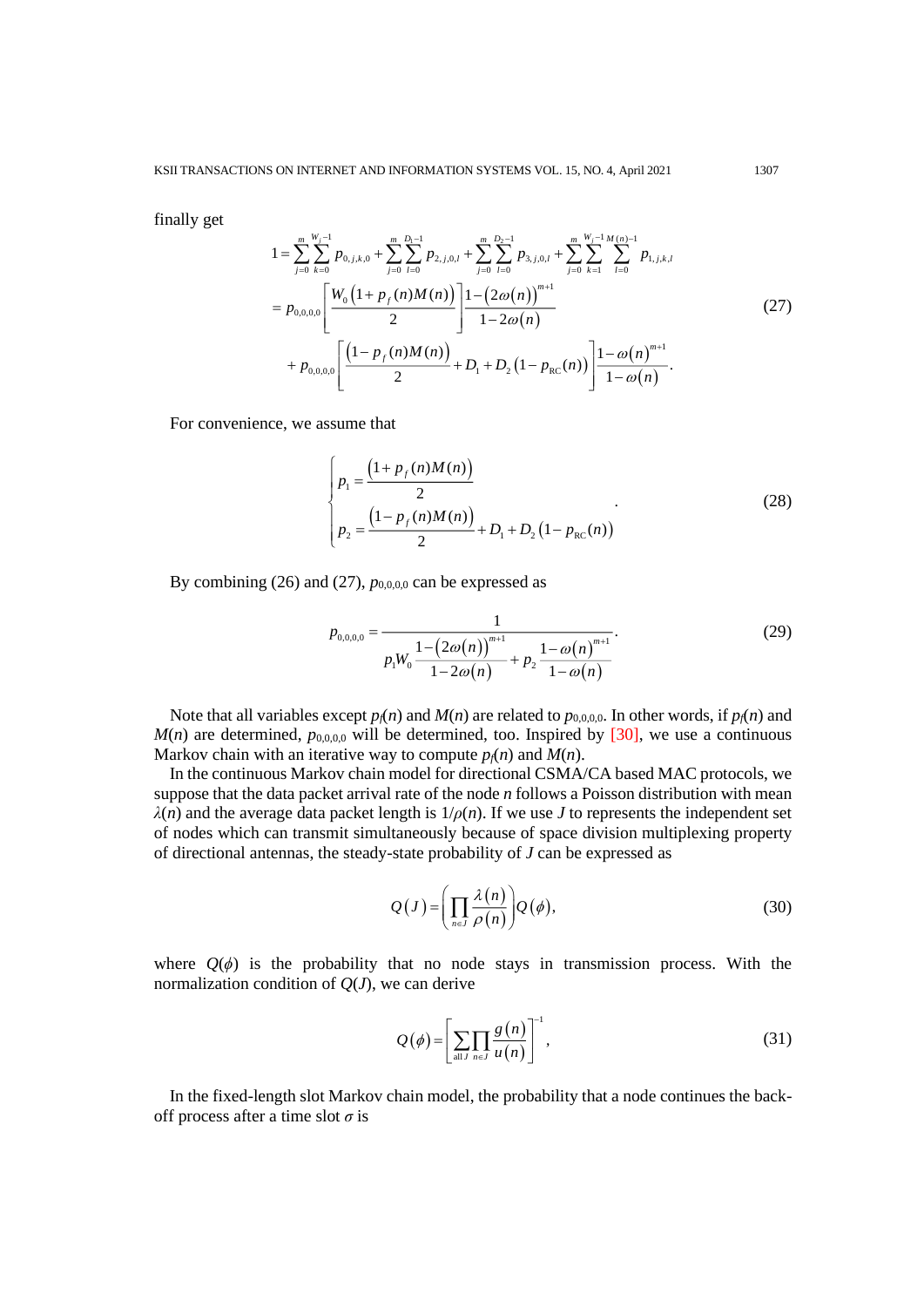finally get

$$
\begin{aligned}
1 &= \sum_{j=0}^{m}\sum_{k=0}^{W_j-1} p_{0,j,k,0} + \sum_{j=0}^{m}\sum_{l=0}^{D_1-1} p_{2,j,0,l} + \sum_{j=0}^{m}\sum_{l=0}^{D_2-1} p_{3,j,0,l} + \sum_{j=0}^{m}\sum_{k=1}^{W_j-1}\sum_{l=0}^{M(n)-1} p_{1,j,k,l} \\
&= p_{0,0,0,0}\left[\frac{W_0\left(1+p_f(n)M(n)\right)}{2}\right]\frac{1-\left(2\omega(n)\right)^{m+1}}{1-2\omega(n)} \\
&\quad + p_{0,0,0,0}\left[\frac{\left(1-p_f(n)M(n)\right)}{2} + D_1 + D_2\left(1-p_{\mathrm{RC}}(n)\right)\right]\frac{1-\omega(n)^{m+1}}{1-\omega(n)}.
\end{aligned}
\tag{27}
$$

For convenience, we assume that

$$
\begin{cases}
p_1 = \dfrac{\left(1+p_f(n)M(n)\right)}{2} \\
p_2 = \dfrac{\left(1-p_f(n)M(n)\right)}{2} + D_1 + D_2\left(1-p_{\mathrm{RC}}(n)\right)
\end{cases}.
\tag{28}
$$

By combining (26) and (27), $p_{0,0,0,0}$ can be expressed as

$$
p_{0,0,0,0} = \frac{1}{p_1 W_0 \dfrac{1-\left(2\omega(n)\right)^{m+1}}{1-2\omega(n)} + p_2 \dfrac{1-\omega(n)^{m+1}}{1-\omega(n)}}.
\tag{29}
$$

Note that all variables except $p_f(n)$ and $M(n)$ are related to $p_{0,0,0,0}$. In other words, if $p_f(n)$ and $M(n)$ are determined, $p_{0,0,0,0}$ will be determined, too. Inspired by [30], we use a continuous Markov chain with an iterative way to compute $p_f(n)$ and $M(n)$.

In the continuous Markov chain model for directional CSMA/CA based MAC protocols, we suppose that the data packet arrival rate of the node $n$ follows a Poisson distribution with mean $\lambda(n)$ and the average data packet length is $1/\rho(n)$. If we use $J$ to represents the independent set of nodes which can transmit simultaneously because of space division multiplexing property of directional antennas, the steady-state probability of $J$ can be expressed as

$$
Q(J) = \left(\prod_{n\in J}\frac{\lambda(n)}{\rho(n)}\right)Q(\phi),
\tag{30}
$$

where $Q(\phi)$ is the probability that no node stays in transmission process. With the normalization condition of $Q(J)$, we can derive

$$
Q(\phi) = \left[\sum_{\text{all } J}\prod_{n\in J}\frac{g(n)}{u(n)}\right]^{-1},
\tag{31}
$$

In the fixed-length slot Markov chain model, the probability that a node continues the back-off process after a time slot $\sigma$ is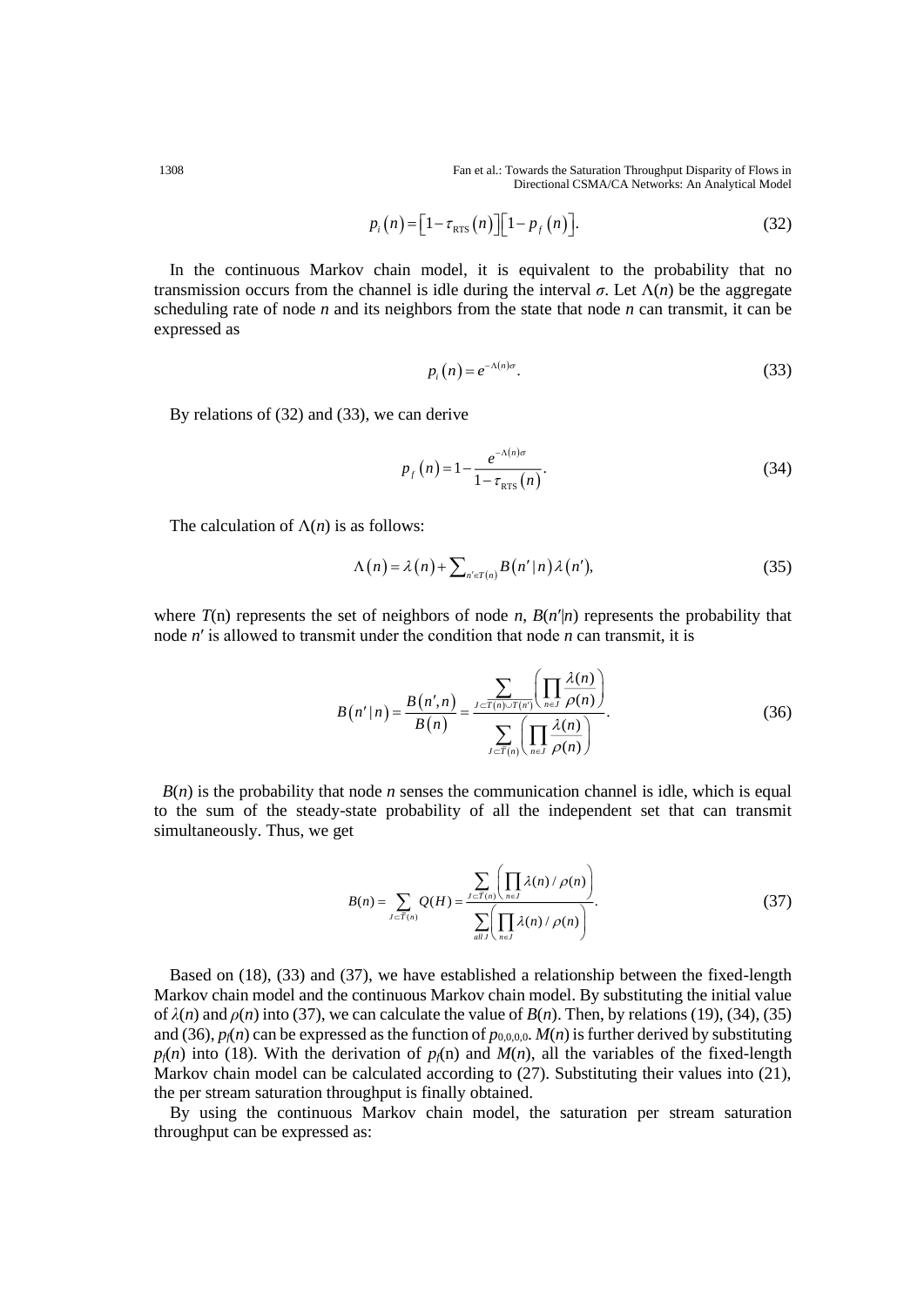$$p_i(n) = \left[1 - \tau_{\text{RTS}}(n)\right]\left[1 - p_f(n)\right]. \tag{32}$$

In the continuous Markov chain model, it is equivalent to the probability that no transmission occurs from the channel is idle during the interval $\sigma$. Let $\Lambda(n)$ be the aggregate scheduling rate of node $n$ and its neighbors from the state that node $n$ can transmit, it can be expressed as

$$p_i(n) = e^{-\Lambda(n)\sigma}. \tag{33}$$

By relations of (32) and (33), we can derive

$$p_f(n) = 1 - \frac{e^{-\Lambda(n)\sigma}}{1 - \tau_{\text{RTS}}(n)}. \tag{34}$$

The calculation of $\Lambda(n)$ is as follows:

$$\Lambda(n) = \lambda(n) + \sum\nolimits_{n' \in T(n)} B(n' \mid n)\lambda(n'), \tag{35}$$

where $T$(n) represents the set of neighbors of node $n$, $B(n'|n)$ represents the probability that node $n'$ is allowed to transmit under the condition that node $n$ can transmit, it is

$$B(n' \mid n) = \frac{B(n', n)}{B(n)} = \frac{\sum_{J \subset \overline{T}(n) \cup \overline{T}(n')} \left( \prod_{n \in J} \frac{\lambda(n)}{\rho(n)} \right)}{\sum_{J \subset \overline{T}(n)} \left( \prod_{n \in J} \frac{\lambda(n)}{\rho(n)} \right)}. \tag{36}$$

$B(n)$ is the probability that node $n$ senses the communication channel is idle, which is equal to the sum of the steady-state probability of all the independent set that can transmit simultaneously. Thus, we get

$$B(n) = \sum_{J \subset \overline{T}(n)} Q(H) = \frac{\sum_{J \subset \overline{T}(n)} \left( \prod_{n \in J} \lambda(n) / \rho(n) \right)}{\sum_{all\, J} \left( \prod_{n \in J} \lambda(n) / \rho(n) \right)}. \tag{37}$$

Based on (18), (33) and (37), we have established a relationship between the fixed-length Markov chain model and the continuous Markov chain model. By substituting the initial value of $\lambda(n)$ and $\rho(n)$ into (37), we can calculate the value of $B(n)$. Then, by relations (19), (34), (35) and (36), $p_f(n)$ can be expressed as the function of $p_{0,0,0,0}$. $M(n)$ is further derived by substituting $p_f(n)$ into (18). With the derivation of $p_f$(n) and $M(n)$, all the variables of the fixed-length Markov chain model can be calculated according to (27). Substituting their values into (21), the per stream saturation throughput is finally obtained.

By using the continuous Markov chain model, the saturation per stream saturation throughput can be expressed as: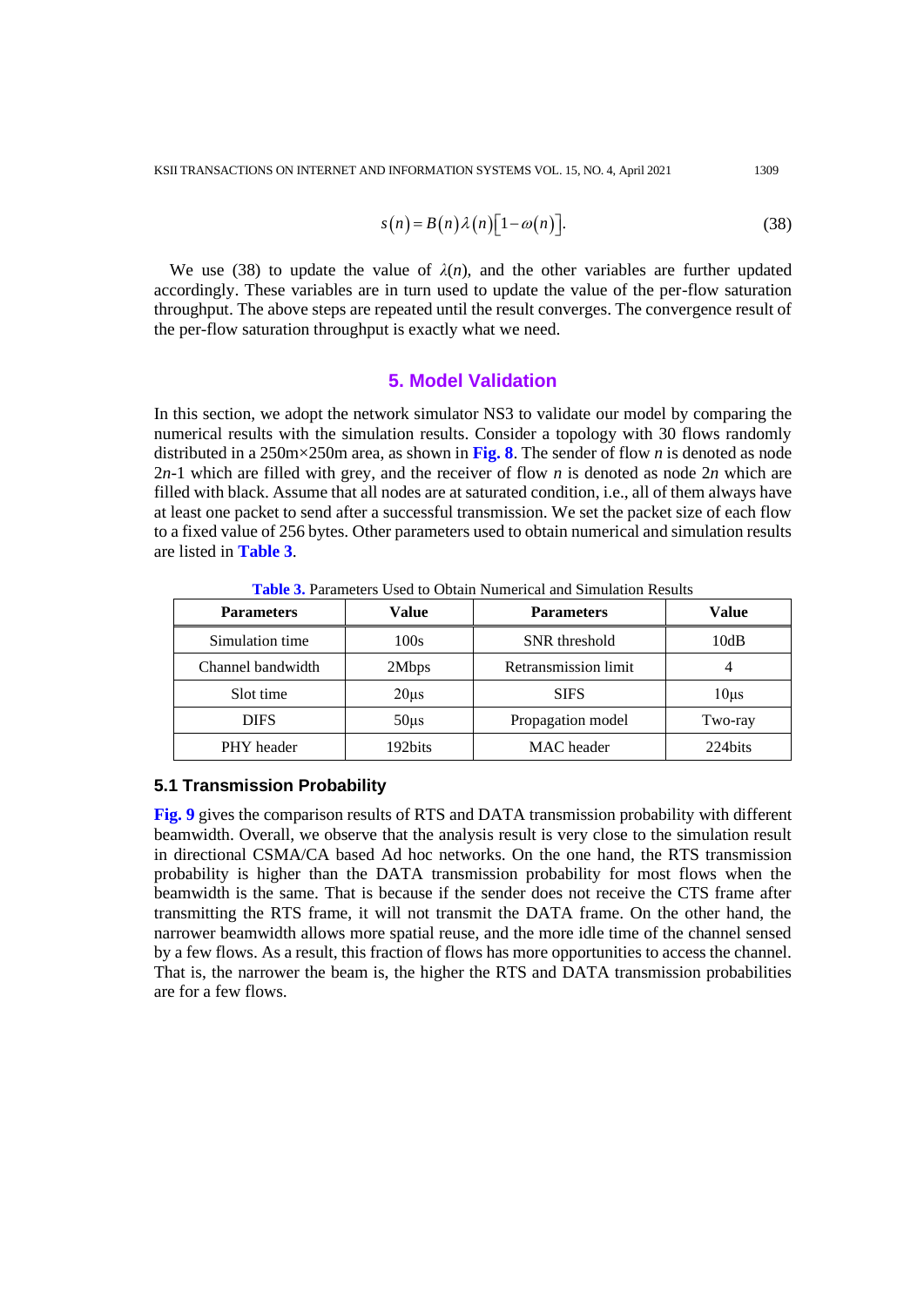$$s(n) = B(n)\lambda(n)\left[1-\omega(n)\right]. \tag{38}$$

We use (38) to update the value of $\lambda(n)$, and the other variables are further updated accordingly. These variables are in turn used to update the value of the per-flow saturation throughput. The above steps are repeated until the result converges. The convergence result of the per-flow saturation throughput is exactly what we need.

## 5. Model Validation

In this section, we adopt the network simulator NS3 to validate our model by comparing the numerical results with the simulation results. Consider a topology with 30 flows randomly distributed in a 250m×250m area, as shown in **Fig. 8**. The sender of flow $n$ is denoted as node $2n$-1 which are filled with grey, and the receiver of flow $n$ is denoted as node $2n$ which are filled with black. Assume that all nodes are at saturated condition, i.e., all of them always have at least one packet to send after a successful transmission. We set the packet size of each flow to a fixed value of 256 bytes. Other parameters used to obtain numerical and simulation results are listed in **Table 3**.

**Table 3.** Parameters Used to Obtain Numerical and Simulation Results

| Parameters | Value | Parameters | Value |
|---|---|---|---|
| Simulation time | 100s | SNR threshold | 10dB |
| Channel bandwidth | 2Mbps | Retransmission limit | 4 |
| Slot time | 20μs | SIFS | 10μs |
| DIFS | 50μs | Propagation model | Two-ray |
| PHY header | 192bits | MAC header | 224bits |

### 5.1 Transmission Probability

**Fig. 9** gives the comparison results of RTS and DATA transmission probability with different beamwidth. Overall, we observe that the analysis result is very close to the simulation result in directional CSMA/CA based Ad hoc networks. On the one hand, the RTS transmission probability is higher than the DATA transmission probability for most flows when the beamwidth is the same. That is because if the sender does not receive the CTS frame after transmitting the RTS frame, it will not transmit the DATA frame. On the other hand, the narrower beamwidth allows more spatial reuse, and the more idle time of the channel sensed by a few flows. As a result, this fraction of flows has more opportunities to access the channel. That is, the narrower the beam is, the higher the RTS and DATA transmission probabilities are for a few flows.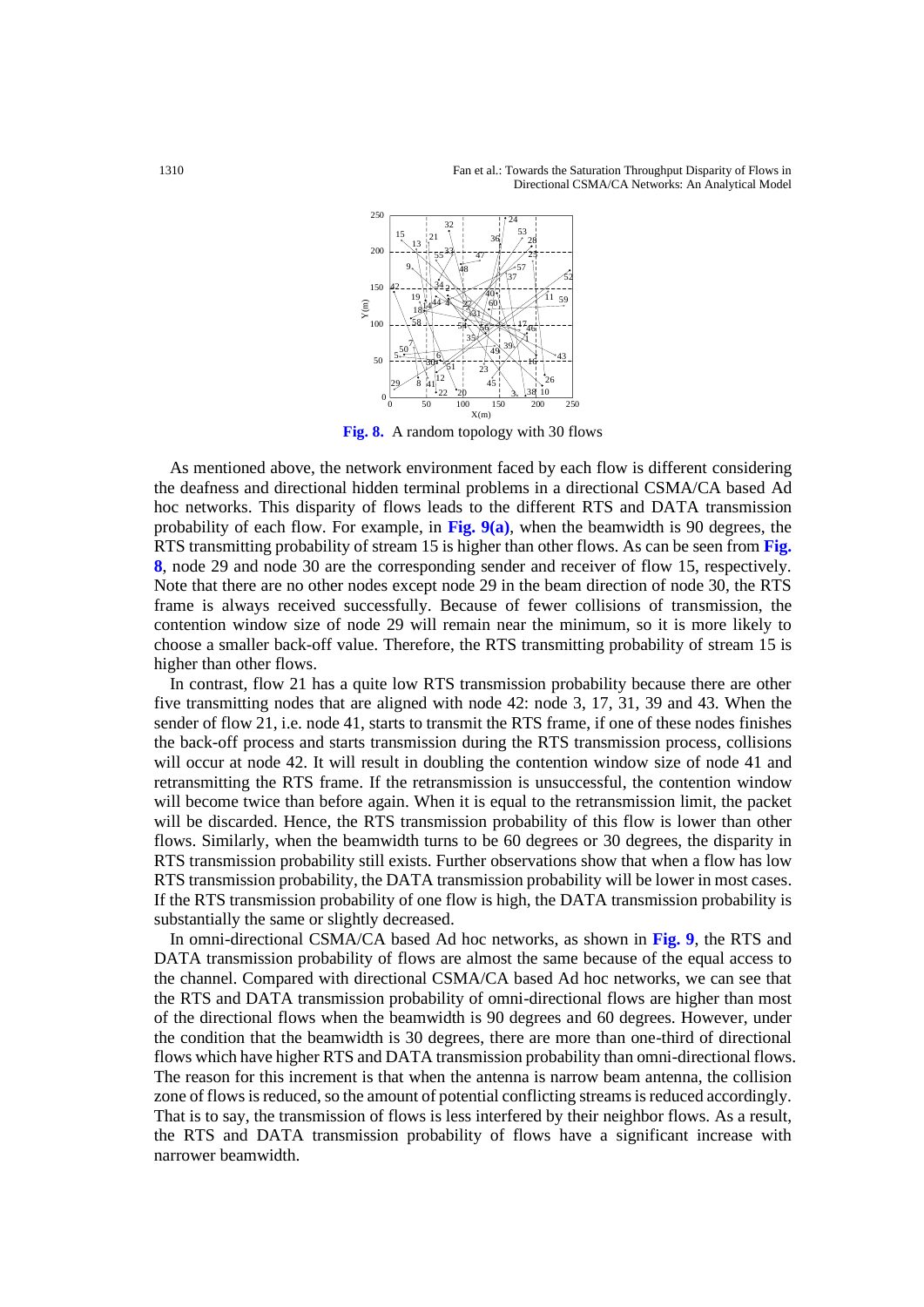**Fig. 8.** A random topology with 30 flows

As mentioned above, the network environment faced by each flow is different considering the deafness and directional hidden terminal problems in a directional CSMA/CA based Ad hoc networks. This disparity of flows leads to the different RTS and DATA transmission probability of each flow. For example, in **Fig. 9(a)**, when the beamwidth is 90 degrees, the RTS transmitting probability of stream 15 is higher than other flows. As can be seen from **Fig. 8**, node 29 and node 30 are the corresponding sender and receiver of flow 15, respectively. Note that there are no other nodes except node 29 in the beam direction of node 30, the RTS frame is always received successfully. Because of fewer collisions of transmission, the contention window size of node 29 will remain near the minimum, so it is more likely to choose a smaller back-off value. Therefore, the RTS transmitting probability of stream 15 is higher than other flows.

In contrast, flow 21 has a quite low RTS transmission probability because there are other five transmitting nodes that are aligned with node 42: node 3, 17, 31, 39 and 43. When the sender of flow 21, i.e. node 41, starts to transmit the RTS frame, if one of these nodes finishes the back-off process and starts transmission during the RTS transmission process, collisions will occur at node 42. It will result in doubling the contention window size of node 41 and retransmitting the RTS frame. If the retransmission is unsuccessful, the contention window will become twice than before again. When it is equal to the retransmission limit, the packet will be discarded. Hence, the RTS transmission probability of this flow is lower than other flows. Similarly, when the beamwidth turns to be 60 degrees or 30 degrees, the disparity in RTS transmission probability still exists. Further observations show that when a flow has low RTS transmission probability, the DATA transmission probability will be lower in most cases. If the RTS transmission probability of one flow is high, the DATA transmission probability is substantially the same or slightly decreased.

In omni-directional CSMA/CA based Ad hoc networks, as shown in **Fig. 9**, the RTS and DATA transmission probability of flows are almost the same because of the equal access to the channel. Compared with directional CSMA/CA based Ad hoc networks, we can see that the RTS and DATA transmission probability of omni-directional flows are higher than most of the directional flows when the beamwidth is 90 degrees and 60 degrees. However, under the condition that the beamwidth is 30 degrees, there are more than one-third of directional flows which have higher RTS and DATA transmission probability than omni-directional flows. The reason for this increment is that when the antenna is narrow beam antenna, the collision zone of flows is reduced, so the amount of potential conflicting streams is reduced accordingly. That is to say, the transmission of flows is less interfered by their neighbor flows. As a result, the RTS and DATA transmission probability of flows have a significant increase with narrower beamwidth.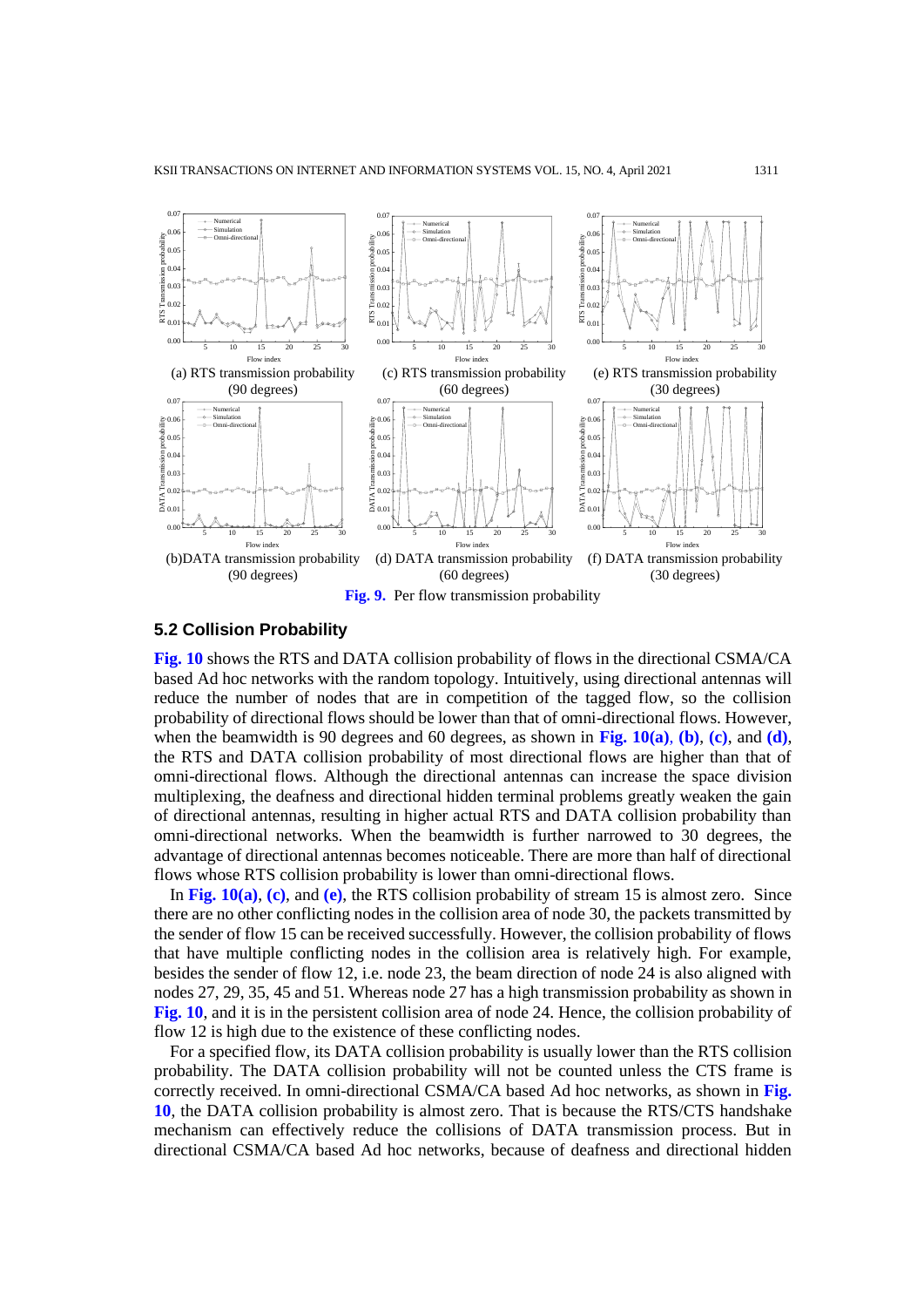(a) RTS transmission probability (90 degrees)

(c) RTS transmission probability (60 degrees)

(e) RTS transmission probability (30 degrees)

(b) DATA transmission probability (90 degrees)

(d) DATA transmission probability (60 degrees)

(f) DATA transmission probability (30 degrees)

**Fig. 9.** Per flow transmission probability

### 5.2 Collision Probability

**Fig. 10** shows the RTS and DATA collision probability of flows in the directional CSMA/CA based Ad hoc networks with the random topology. Intuitively, using directional antennas will reduce the number of nodes that are in competition of the tagged flow, so the collision probability of directional flows should be lower than that of omni-directional flows. However, when the beamwidth is 90 degrees and 60 degrees, as shown in **Fig. 10(a)**, **(b)**, **(c)**, and **(d)**, the RTS and DATA collision probability of most directional flows are higher than that of omni-directional flows. Although the directional antennas can increase the space division multiplexing, the deafness and directional hidden terminal problems greatly weaken the gain of directional antennas, resulting in higher actual RTS and DATA collision probability than omni-directional networks. When the beamwidth is further narrowed to 30 degrees, the advantage of directional antennas becomes noticeable. There are more than half of directional flows whose RTS collision probability is lower than omni-directional flows.

In **Fig. 10(a)**, **(c)**, and **(e)**, the RTS collision probability of stream 15 is almost zero. Since there are no other conflicting nodes in the collision area of node 30, the packets transmitted by the sender of flow 15 can be received successfully. However, the collision probability of flows that have multiple conflicting nodes in the collision area is relatively high. For example, besides the sender of flow 12, i.e. node 23, the beam direction of node 24 is also aligned with nodes 27, 29, 35, 45 and 51. Whereas node 27 has a high transmission probability as shown in **Fig. 10**, and it is in the persistent collision area of node 24. Hence, the collision probability of flow 12 is high due to the existence of these conflicting nodes.

For a specified flow, its DATA collision probability is usually lower than the RTS collision probability. The DATA collision probability will not be counted unless the CTS frame is correctly received. In omni-directional CSMA/CA based Ad hoc networks, as shown in **Fig. 10**, the DATA collision probability is almost zero. That is because the RTS/CTS handshake mechanism can effectively reduce the collisions of DATA transmission process. But in directional CSMA/CA based Ad hoc networks, because of deafness and directional hidden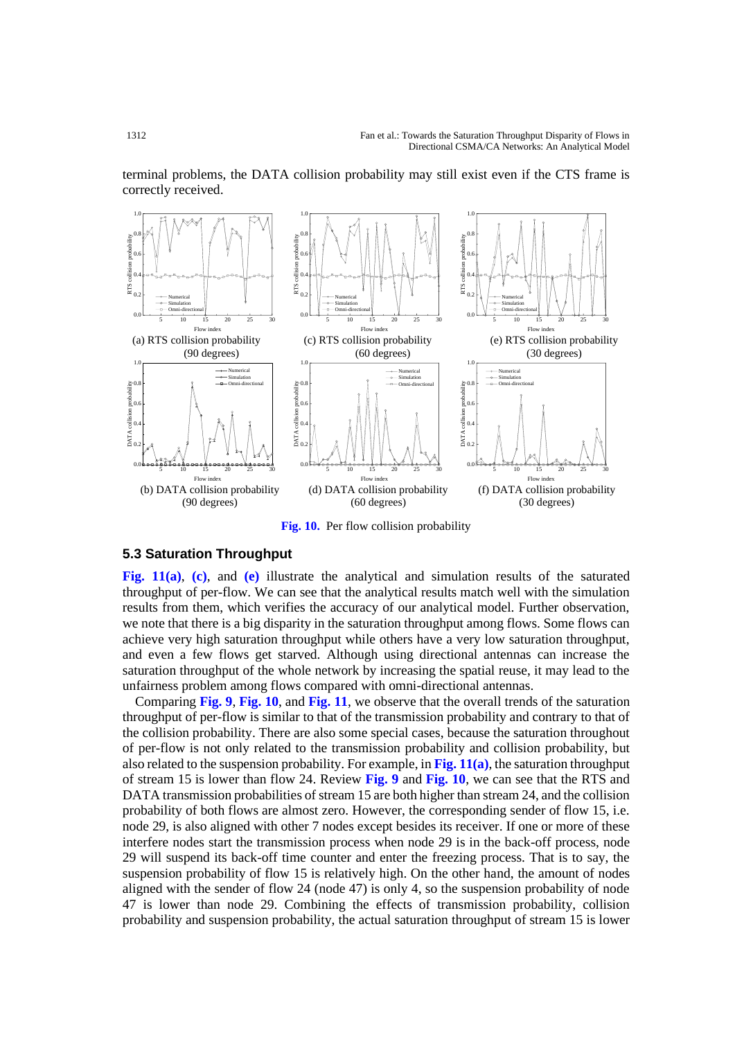terminal problems, the DATA collision probability may still exist even if the CTS frame is correctly received.

(a) RTS collision probability (90 degrees)

(c) RTS collision probability (60 degrees)

(e) RTS collision probability (30 degrees)

(b) DATA collision probability (90 degrees)

(d) DATA collision probability (60 degrees)

(f) DATA collision probability (30 degrees)

**Fig. 10.** Per flow collision probability

### 5.3 Saturation Throughput

**Fig. 11(a)**, **(c)**, and **(e)** illustrate the analytical and simulation results of the saturated throughput of per-flow. We can see that the analytical results match well with the simulation results from them, which verifies the accuracy of our analytical model. Further observation, we note that there is a big disparity in the saturation throughput among flows. Some flows can achieve very high saturation throughput while others have a very low saturation throughput, and even a few flows get starved. Although using directional antennas can increase the saturation throughput of the whole network by increasing the spatial reuse, it may lead to the unfairness problem among flows compared with omni-directional antennas.

Comparing **Fig. 9**, **Fig. 10**, and **Fig. 11**, we observe that the overall trends of the saturation throughput of per-flow is similar to that of the transmission probability and contrary to that of the collision probability. There are also some special cases, because the saturation throughput of per-flow is not only related to the transmission probability and collision probability, but also related to the suspension probability. For example, in **Fig. 11(a)**, the saturation throughput of stream 15 is lower than flow 24. Review **Fig. 9** and **Fig. 10**, we can see that the RTS and DATA transmission probabilities of stream 15 are both higher than stream 24, and the collision probability of both flows are almost zero. However, the corresponding sender of flow 15, i.e. node 29, is also aligned with other 7 nodes except besides its receiver. If one or more of these interfere nodes start the transmission process when node 29 is in the back-off process, node 29 will suspend its back-off time counter and enter the freezing process. That is to say, the suspension probability of flow 15 is relatively high. On the other hand, the amount of nodes aligned with the sender of flow 24 (node 47) is only 4, so the suspension probability of node 47 is lower than node 29. Combining the effects of transmission probability, collision probability and suspension probability, the actual saturation throughput of stream 15 is lower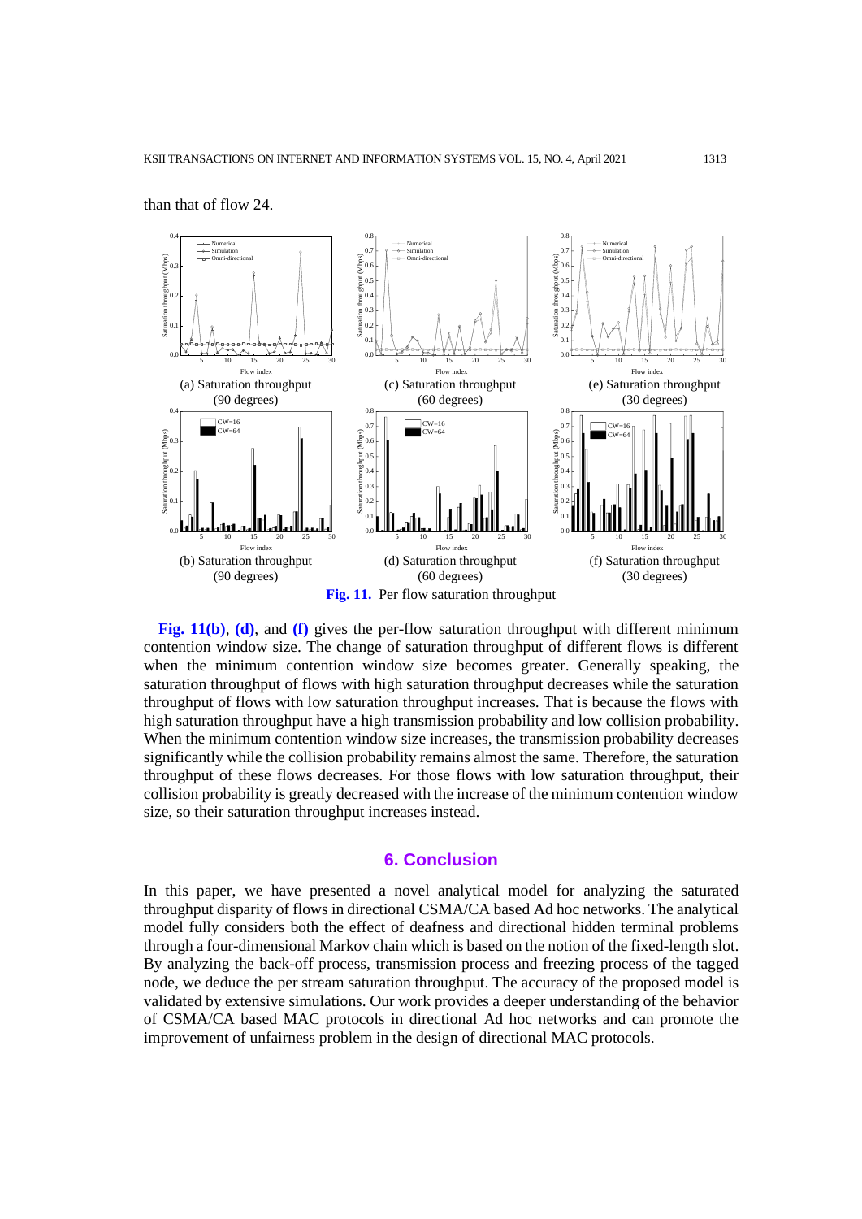than that of flow 24.

(a) Saturation throughput (90 degrees)

(c) Saturation throughput (60 degrees)

(e) Saturation throughput (30 degrees)

(b) Saturation throughput (90 degrees)

(d) Saturation throughput (60 degrees)

(f) Saturation throughput (30 degrees)

**Fig. 11.** Per flow saturation throughput

**Fig. 11(b)**, **(d)**, and **(f)** gives the per-flow saturation throughput with different minimum contention window size. The change of saturation throughput of different flows is different when the minimum contention window size becomes greater. Generally speaking, the saturation throughput of flows with high saturation throughput decreases while the saturation throughput of flows with low saturation throughput increases. That is because the flows with high saturation throughput have a high transmission probability and low collision probability. When the minimum contention window size increases, the transmission probability decreases significantly while the collision probability remains almost the same. Therefore, the saturation throughput of these flows decreases. For those flows with low saturation throughput, their collision probability is greatly decreased with the increase of the minimum contention window size, so their saturation throughput increases instead.

## 6. Conclusion

In this paper, we have presented a novel analytical model for analyzing the saturated throughput disparity of flows in directional CSMA/CA based Ad hoc networks. The analytical model fully considers both the effect of deafness and directional hidden terminal problems through a four-dimensional Markov chain which is based on the notion of the fixed-length slot. By analyzing the back-off process, transmission process and freezing process of the tagged node, we deduce the per stream saturation throughput. The accuracy of the proposed model is validated by extensive simulations. Our work provides a deeper understanding of the behavior of CSMA/CA based MAC protocols in directional Ad hoc networks and can promote the improvement of unfairness problem in the design of directional MAC protocols.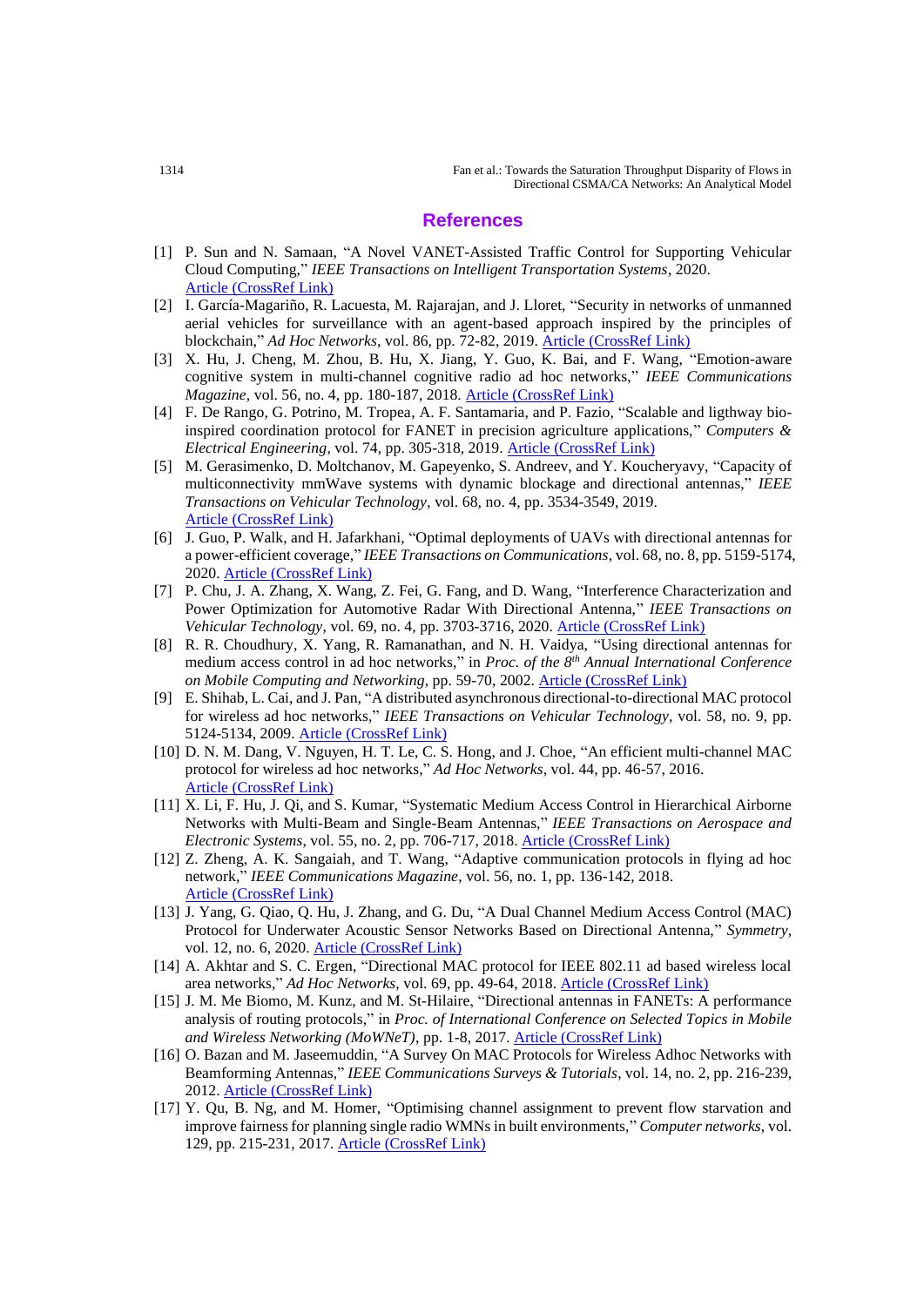## References

[1] P. Sun and N. Samaan, "A Novel VANET-Assisted Traffic Control for Supporting Vehicular Cloud Computing," *IEEE Transactions on Intelligent Transportation Systems*, 2020. Article (CrossRef Link)

[2] I. García-Magariño, R. Lacuesta, M. Rajarajan, and J. Lloret, "Security in networks of unmanned aerial vehicles for surveillance with an agent-based approach inspired by the principles of blockchain," *Ad Hoc Networks*, vol. 86, pp. 72-82, 2019. Article (CrossRef Link)

[3] X. Hu, J. Cheng, M. Zhou, B. Hu, X. Jiang, Y. Guo, K. Bai, and F. Wang, "Emotion-aware cognitive system in multi-channel cognitive radio ad hoc networks," *IEEE Communications Magazine*, vol. 56, no. 4, pp. 180-187, 2018. Article (CrossRef Link)

[4] F. De Rango, G. Potrino, M. Tropea, A. F. Santamaria, and P. Fazio, "Scalable and ligthway bio-inspired coordination protocol for FANET in precision agriculture applications," *Computers & Electrical Engineering*, vol. 74, pp. 305-318, 2019. Article (CrossRef Link)

[5] M. Gerasimenko, D. Moltchanov, M. Gapeyenko, S. Andreev, and Y. Koucheryavy, "Capacity of multiconnectivity mmWave systems with dynamic blockage and directional antennas," *IEEE Transactions on Vehicular Technology*, vol. 68, no. 4, pp. 3534-3549, 2019. Article (CrossRef Link)

[6] J. Guo, P. Walk, and H. Jafarkhani, "Optimal deployments of UAVs with directional antennas for a power-efficient coverage," *IEEE Transactions on Communications*, vol. 68, no. 8, pp. 5159-5174, 2020. Article (CrossRef Link)

[7] P. Chu, J. A. Zhang, X. Wang, Z. Fei, G. Fang, and D. Wang, "Interference Characterization and Power Optimization for Automotive Radar With Directional Antenna," *IEEE Transactions on Vehicular Technology*, vol. 69, no. 4, pp. 3703-3716, 2020. Article (CrossRef Link)

[8] R. R. Choudhury, X. Yang, R. Ramanathan, and N. H. Vaidya, "Using directional antennas for medium access control in ad hoc networks," in *Proc. of the 8th Annual International Conference on Mobile Computing and Networking*, pp. 59-70, 2002. Article (CrossRef Link)

[9] E. Shihab, L. Cai, and J. Pan, "A distributed asynchronous directional-to-directional MAC protocol for wireless ad hoc networks," *IEEE Transactions on Vehicular Technology*, vol. 58, no. 9, pp. 5124-5134, 2009. Article (CrossRef Link)

[10] D. N. M. Dang, V. Nguyen, H. T. Le, C. S. Hong, and J. Choe, "An efficient multi-channel MAC protocol for wireless ad hoc networks," *Ad Hoc Networks*, vol. 44, pp. 46-57, 2016. Article (CrossRef Link)

[11] X. Li, F. Hu, J. Qi, and S. Kumar, "Systematic Medium Access Control in Hierarchical Airborne Networks with Multi-Beam and Single-Beam Antennas," *IEEE Transactions on Aerospace and Electronic Systems*, vol. 55, no. 2, pp. 706-717, 2018. Article (CrossRef Link)

[12] Z. Zheng, A. K. Sangaiah, and T. Wang, "Adaptive communication protocols in flying ad hoc network," *IEEE Communications Magazine*, vol. 56, no. 1, pp. 136-142, 2018. Article (CrossRef Link)

[13] J. Yang, G. Qiao, Q. Hu, J. Zhang, and G. Du, "A Dual Channel Medium Access Control (MAC) Protocol for Underwater Acoustic Sensor Networks Based on Directional Antenna," *Symmetry*, vol. 12, no. 6, 2020. Article (CrossRef Link)

[14] A. Akhtar and S. C. Ergen, "Directional MAC protocol for IEEE 802.11 ad based wireless local area networks," *Ad Hoc Networks*, vol. 69, pp. 49-64, 2018. Article (CrossRef Link)

[15] J. M. Me Biomo, M. Kunz, and M. St-Hilaire, "Directional antennas in FANETs: A performance analysis of routing protocols," in *Proc. of International Conference on Selected Topics in Mobile and Wireless Networking (MoWNeT)*, pp. 1-8, 2017. Article (CrossRef Link)

[16] O. Bazan and M. Jaseemuddin, "A Survey On MAC Protocols for Wireless Adhoc Networks with Beamforming Antennas," *IEEE Communications Surveys & Tutorials*, vol. 14, no. 2, pp. 216-239, 2012. Article (CrossRef Link)

[17] Y. Qu, B. Ng, and M. Homer, "Optimising channel assignment to prevent flow starvation and improve fairness for planning single radio WMNs in built environments," *Computer networks*, vol. 129, pp. 215-231, 2017. Article (CrossRef Link)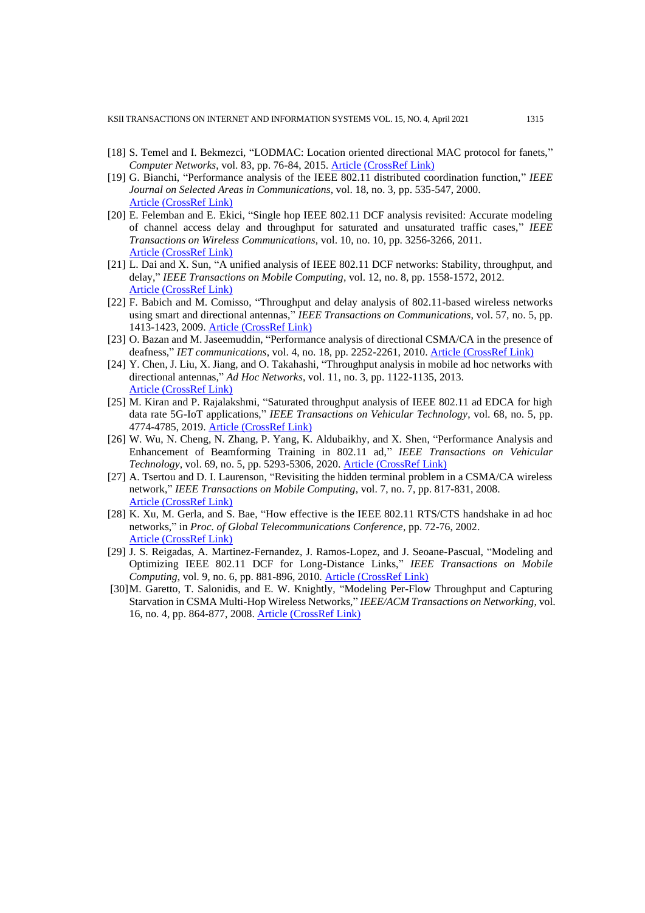[18] S. Temel and I. Bekmezci, "LODMAC: Location oriented directional MAC protocol for fanets," *Computer Networks*, vol. 83, pp. 76-84, 2015. Article (CrossRef Link)

[19] G. Bianchi, "Performance analysis of the IEEE 802.11 distributed coordination function," *IEEE Journal on Selected Areas in Communications*, vol. 18, no. 3, pp. 535-547, 2000. Article (CrossRef Link)

[20] E. Felemban and E. Ekici, "Single hop IEEE 802.11 DCF analysis revisited: Accurate modeling of channel access delay and throughput for saturated and unsaturated traffic cases," *IEEE Transactions on Wireless Communications*, vol. 10, no. 10, pp. 3256-3266, 2011. Article (CrossRef Link)

[21] L. Dai and X. Sun, "A unified analysis of IEEE 802.11 DCF networks: Stability, throughput, and delay," *IEEE Transactions on Mobile Computing*, vol. 12, no. 8, pp. 1558-1572, 2012. Article (CrossRef Link)

[22] F. Babich and M. Comisso, "Throughput and delay analysis of 802.11-based wireless networks using smart and directional antennas," *IEEE Transactions on Communications*, vol. 57, no. 5, pp. 1413-1423, 2009. Article (CrossRef Link)

[23] O. Bazan and M. Jaseemuddin, "Performance analysis of directional CSMA/CA in the presence of deafness," *IET communications*, vol. 4, no. 18, pp. 2252-2261, 2010. Article (CrossRef Link)

[24] Y. Chen, J. Liu, X. Jiang, and O. Takahashi, "Throughput analysis in mobile ad hoc networks with directional antennas," *Ad Hoc Networks*, vol. 11, no. 3, pp. 1122-1135, 2013. Article (CrossRef Link)

[25] M. Kiran and P. Rajalakshmi, "Saturated throughput analysis of IEEE 802.11 ad EDCA for high data rate 5G-IoT applications," *IEEE Transactions on Vehicular Technology*, vol. 68, no. 5, pp. 4774-4785, 2019. Article (CrossRef Link)

[26] W. Wu, N. Cheng, N. Zhang, P. Yang, K. Aldubaikhy, and X. Shen, "Performance Analysis and Enhancement of Beamforming Training in 802.11 ad," *IEEE Transactions on Vehicular Technology*, vol. 69, no. 5, pp. 5293-5306, 2020. Article (CrossRef Link)

[27] A. Tsertou and D. I. Laurenson, "Revisiting the hidden terminal problem in a CSMA/CA wireless network," *IEEE Transactions on Mobile Computing*, vol. 7, no. 7, pp. 817-831, 2008. Article (CrossRef Link)

[28] K. Xu, M. Gerla, and S. Bae, "How effective is the IEEE 802.11 RTS/CTS handshake in ad hoc networks," in *Proc. of Global Telecommunications Conference*, pp. 72-76, 2002. Article (CrossRef Link)

[29] J. S. Reigadas, A. Martinez-Fernandez, J. Ramos-Lopez, and J. Seoane-Pascual, "Modeling and Optimizing IEEE 802.11 DCF for Long-Distance Links," *IEEE Transactions on Mobile Computing*, vol. 9, no. 6, pp. 881-896, 2010. Article (CrossRef Link)

[30] M. Garetto, T. Salonidis, and E. W. Knightly, "Modeling Per-Flow Throughput and Capturing Starvation in CSMA Multi-Hop Wireless Networks," *IEEE/ACM Transactions on Networking*, vol. 16, no. 4, pp. 864-877, 2008. Article (CrossRef Link)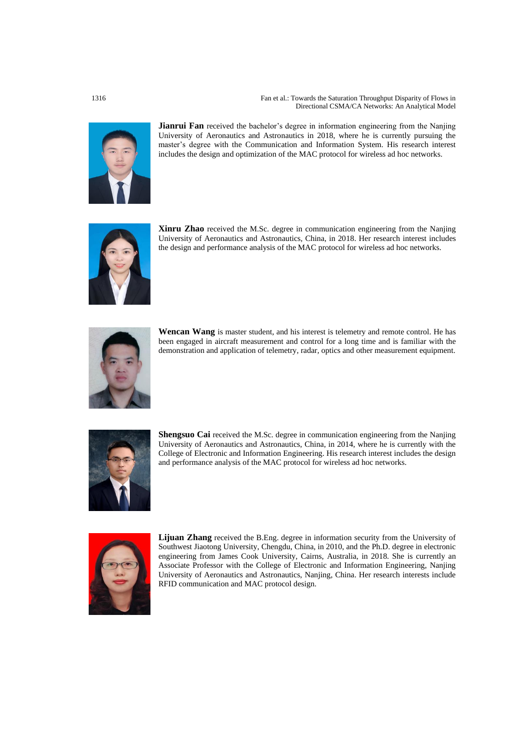**Jianrui Fan** received the bachelor's degree in information engineering from the Nanjing University of Aeronautics and Astronautics in 2018, where he is currently pursuing the master's degree with the Communication and Information System. His research interest includes the design and optimization of the MAC protocol for wireless ad hoc networks.

**Xinru Zhao** received the M.Sc. degree in communication engineering from the Nanjing University of Aeronautics and Astronautics, China, in 2018. Her research interest includes the design and performance analysis of the MAC protocol for wireless ad hoc networks.

**Wencan Wang** is master student, and his interest is telemetry and remote control. He has been engaged in aircraft measurement and control for a long time and is familiar with the demonstration and application of telemetry, radar, optics and other measurement equipment.

**Shengsuo Cai** received the M.Sc. degree in communication engineering from the Nanjing University of Aeronautics and Astronautics, China, in 2014, where he is currently with the College of Electronic and Information Engineering. His research interest includes the design and performance analysis of the MAC protocol for wireless ad hoc networks.

**Lijuan Zhang** received the B.Eng. degree in information security from the University of Southwest Jiaotong University, Chengdu, China, in 2010, and the Ph.D. degree in electronic engineering from James Cook University, Cairns, Australia, in 2018. She is currently an Associate Professor with the College of Electronic and Information Engineering, Nanjing University of Aeronautics and Astronautics, Nanjing, China. Her research interests include RFID communication and MAC protocol design.